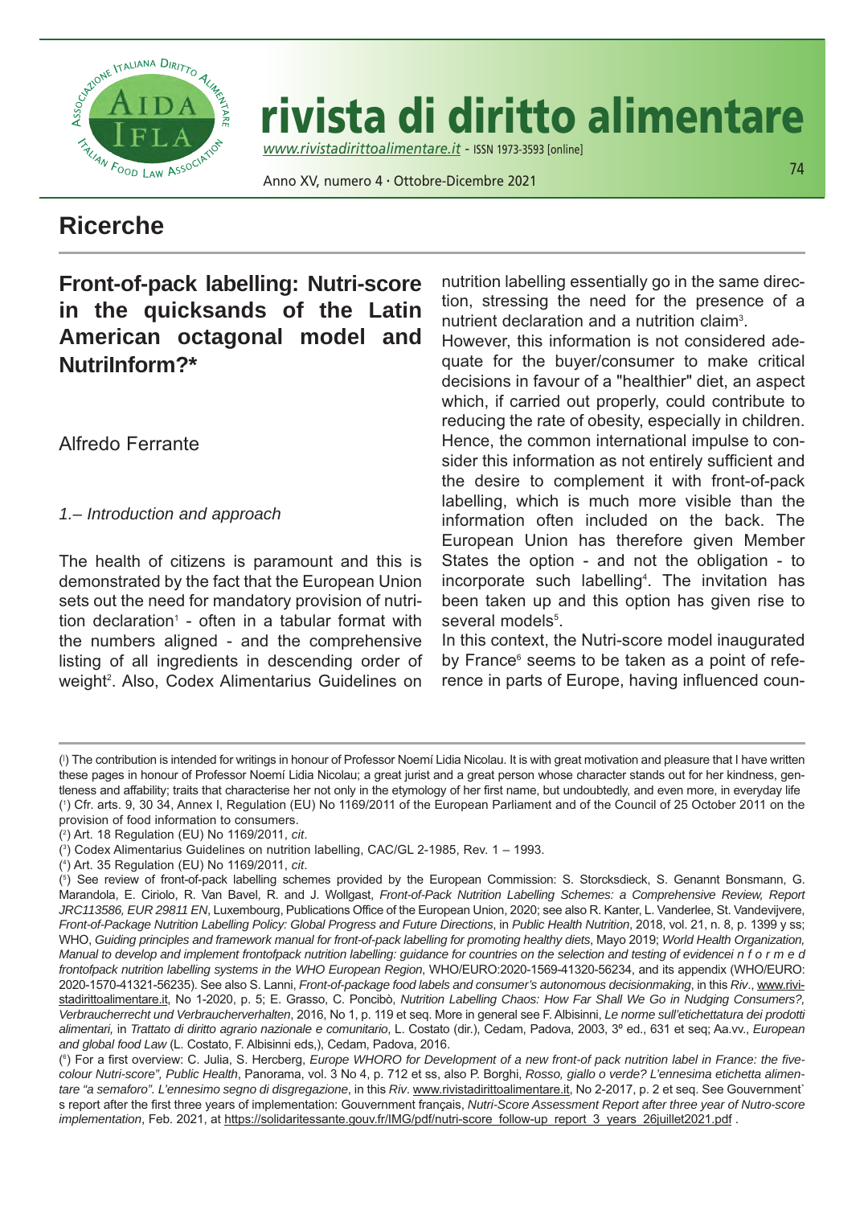## Ricerche

# Front-of-pack labelling: Nutri-score in the quicksands of the Latin American octagonal model and NutriInform?*

Alfredo Ferrante

### *1.– Introduction and approach*

The health of citizens is paramount and this is demonstrated by the fact that the European Union sets out the need for mandatory provision of nutrition declaration[1] - often in a tabular format with the numbers aligned - and the comprehensive listing of all ingredients in descending order of weight[2]. Also, Codex Alimentarius Guidelines on nutrition labelling essentially go in the same direction, stressing the need for the presence of a nutrient declaration and a nutrition claim[3].

However, this information is not considered adequate for the buyer/consumer to make critical decisions in favour of a "healthier" diet, an aspect which, if carried out properly, could contribute to reducing the rate of obesity, especially in children. Hence, the common international impulse to consider this information as not entirely sufficient and the desire to complement it with front-of-pack labelling, which is much more visible than the information often included on the back. The European Union has therefore given Member States the option - and not the obligation - to incorporate such labelling[4]. The invitation has been taken up and this option has given rise to several models[5].

In this context, the Nutri-score model inaugurated by France[6] seems to be taken as a point of reference in parts of Europe, having influenced coun-

---

(*) The contribution is intended for writings in honour of Professor Noemí Lidia Nicolau. It is with great motivation and pleasure that I have written these pages in honour of Professor Noemí Lidia Nicolau; a great jurist and a great person whose character stands out for her kindness, gentleness and affability; traits that characterise her not only in the etymology of her first name, but undoubtedly, and even more, in everyday life

(1) Cfr. arts. 9, 30 34, Annex I, Regulation (EU) No 1169/2011 of the European Parliament and of the Council of 25 October 2011 on the provision of food information to consumers.

(2) Art. 18 Regulation (EU) No 1169/2011, *cit*.

(3) Codex Alimentarius Guidelines on nutrition labelling, CAC/GL 2-1985, Rev. 1 – 1993.

(4) Art. 35 Regulation (EU) No 1169/2011, *cit*.

(5) See review of front-of-pack labelling schemes provided by the European Commission: S. Storcksdieck, S. Genannt Bonsmann, G. Marandola, E. Ciriolo, R. Van Bavel, R. and J. Wollgast, *Front-of-Pack Nutrition Labelling Schemes: a Comprehensive Review, Report JRC113586, EUR 29811 EN*, Luxembourg, Publications Office of the European Union, 2020; see also R. Kanter, L. Vanderlee, St. Vandevijvere, *Front-of-Package Nutrition Labelling Policy: Global Progress and Future Directions*, in *Public Health Nutrition*, 2018, vol. 21, n. 8, p. 1399 y ss; WHO, *Guiding principles and framework manual for front-of-pack labelling for promoting healthy diets*, Mayo 2019; *World Health Organization, Manual to develop and implement frontofpack nutrition labelling: guidance for countries on the selection and testing of evidencei n f o r m e d frontofpack nutrition labelling systems in the WHO European Region*, WHO/EURO:2020-1569-41320-56234, and its appendix (WHO/EURO: 2020-1570-41321-56235). See also S. Lanni, *Front-of-package food labels and consumer's autonomous decisionmaking*, in this *Riv*., www.rivistadirittoalimentare.it, No 1-2020, p. 5; E. Grasso, C. Poncibò, *Nutrition Labelling Chaos: How Far Shall We Go in Nudging Consumers?, Verbraucherrecht und Verbraucherverhalten*, 2016, No 1, p. 119 et seq. More in general see F. Albisinni, *Le norme sull'etichettatura dei prodotti alimentari,* in *Trattato di diritto agrario nazionale e comunitario*, L. Costato (dir.), Cedam, Padova, 2003, 3º ed., 631 et seq; Aa.vv., *European and global food Law* (L. Costato, F. Albisinni eds,), Cedam, Padova, 2016.

(6) For a first overview: C. Julia, S. Hercberg, *Europe WHORO for Development of a new front-of pack nutrition label in France: the five-colour Nutri-score", Public Health*, Panorama, vol. 3 No 4, p. 712 et ss, also P. Borghi, *Rosso, giallo o verde? L'ennesima etichetta alimentare "a semaforo". L'ennesimo segno di disgregazione*, in this *Riv*. www.rivistadirittoalimentare.it, No 2-2017, p. 2 et seq. See Gouvernement` s report after the first three years of implementation: Gouvernement français, *Nutri-Score Assessment Report after three year of Nutro-score implementation*, Feb. 2021, at https://solidaritessante.gouv.fr/IMG/pdf/nutri-score_follow-up_report_3_years_26juillet2021.pdf .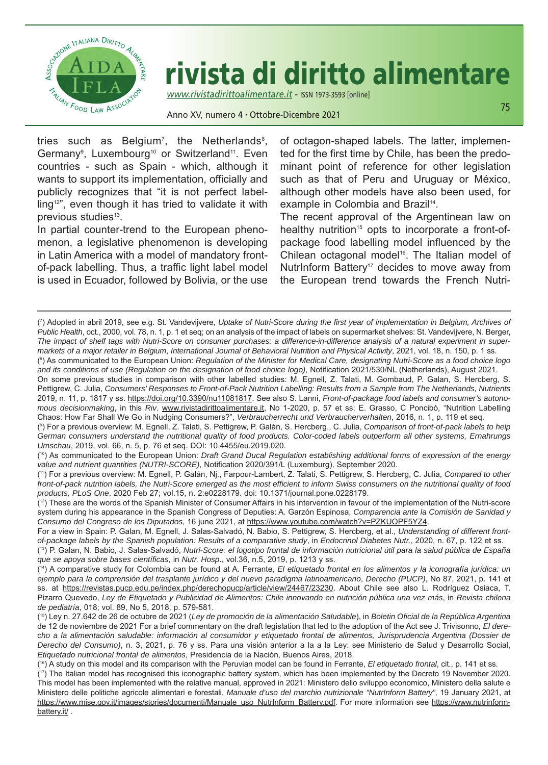tries such as Belgium[7], the Netherlands[8], Germany[9], Luxembourg[10] or Switzerland[11]. Even countries - such as Spain - which, although it wants to support its implementation, officially and publicly recognizes that "it is not perfect labelling[12]", even though it has tried to validate it with previous studies[13].

In partial counter-trend to the European phenomenon, a legislative phenomenon is developing in Latin America with a model of mandatory front-of-pack labelling. Thus, a traffic light label model is used in Ecuador, followed by Bolivia, or the use of octagon-shaped labels. The latter, implemented for the first time by Chile, has been the predominant point of reference for other legislation such as that of Peru and Uruguay or México, although other models have also been used, for example in Colombia and Brazil[14].

The recent approval of the Argentinean law on healthy nutrition[15] opts to incorporate a front-of-package food labelling model influenced by the Chilean octagonal model[16]. The Italian model of NutrInform Battery[17] decides to move away from the European trend towards the French Nutri-

---

([7]) Adopted in abril 2019, see e.g. St. Vandevijvere, *Uptake of Nutri-Score during the first year of implementation in Belgium, Archives of Public Health*, oct., 2000, vol. 78, n. 1, p. 1 et seq; on an analysis of the impact of labels on supermarket shelves: St. Vandevijvere, N. Berger, *The impact of shelf tags with Nutri-Score on consumer purchases: a difference-in-difference analysis of a natural experiment in supermarkets of a major retailer in Belgium*, *International Journal of Behavioral Nutrition and Physical Activity*, 2021, vol. 18, n. 150, p. 1 ss.

([8]) As communicated to the European Union: *Regulation of the Minister for Medical Care, designating Nutri-Score as a food choice logo and its conditions of use (Regulation on the designation of food choice logo)*, Notification 2021/530/NL (Netherlands), August 2021.

On some previous studies in comparison with other labelled studies: M. Egnell, Z. Talati, M. Gombaud, P. Galan, S. Hercberg, S. Pettigrew, C. Julia, *Consumers' Responses to Front-of-Pack Nutrition Labelling: Results from a Sample from The Netherlands, Nutrients* 2019, n. 11, p. 1817 y ss. https://doi.org/10.3390/nu11081817. See also S. Lanni, *Front-of-package food labels and consumer's autonomous decisionmaking*, in this *Riv*. www.rivistadirittoalimentare.it, No 1-2020, p. 57 et ss; E. Grasso, C Poncibò, "Nutrition Labelling Chaos: How Far Shall We Go in Nudging Consumers?", *Verbraucherrecht und Verbraucherverhalten*, 2016, n. 1, p. 119 et seq.

([9]) For a previous overview: M. Egnell, Z. Talati, S. Pettigrew, P. Galán, S. Hercberg., C. Julia, *Comparison of front-of-pack labels to help German consumers understand the nutritional quality of food products. Color-coded labels outperform all other systems, Ernahrungs Umschau*, 2019, vol. 66, n. 5, p. 76 et seq. DOI: 10.4455/eu.2019.020.

([10]) As communicated to the European Union: *Draft Grand Ducal Regulation establishing additional forms of expression of the energy value and nutrient quantities (NUTRI-SCORE)*, Notification 2020/391/L (Luxemburg), September 2020.

([11]) For a previous overview: M. Egnell, P. Galán, Nj., Farpour-Lambert, Z. Talati, S. Pettigrew, S. Hercberg, C. Julia, *Compared to other front-of-pack nutrition labels, the Nutri-Score emerged as the most efficient to inform Swiss consumers on the nutritional quality of food products, PLoS One*. 2020 Feb 27; vol.15, n. 2:e0228179. doi: 10.1371/journal.pone.0228179.

([12]) These are the words of the Spanish Minister of Consumer Affairs in his intervention in favour of the implementation of the Nutri-score system during his appearance in the Spanish Congress of Deputies: A. Garzón Espinosa, *Comparencia ante la Comisión de Sanidad y Consumo del Congreso de los Diputados*, 16 june 2021, at https://www.youtube.com/watch?v=PZKUOPF5YZ4.

For a view in Spain: P. Galan, M. Egnell, J. Salas-Salvadó, N. Babio, S. Pettigrew, S. Hercberg, et al., *Understanding of different front-of-package labels by the Spanish population: Results of a comparative study*, in *Endocrinol Diabetes Nutr.*, 2020, n. 67, p. 122 et ss.

([13]) P. Galan, N. Babio, J. Salas-Salvadó, *Nutri-Score: el logotipo frontal de información nutricional útil para la salud pública de España que se apoya sobre bases científicas*, in *Nutr. Hosp*., vol.36, n.5, 2019, p. 1213 y ss.

([14]) A comparative study for Colombia can be found at A. Ferrante, *El etiquetado frontal en los alimentos y la iconografía jurídica: un ejemplo para la comprensión del trasplante jurídico y del nuevo paradigma latinoamericano*, *Derecho (PUCP)*, No 87, 2021, p. 141 et ss. at https://revistas.pucp.edu.pe/index.php/derechopucp/article/view/24467/23230. About Chile see also L. Rodríguez Osiaca, T. Pizarro Quevedo, *Ley de Etiquetado y Publicidad de Alimentos: Chile innovando en nutrición pública una vez más*, in *Revista chilena de pediatría*, 018; vol. 89, No 5, 2018, p. 579-581.

([15]) Ley n. 27.642 de 26 de octubre de 2021 (*Ley de promoción de la alimentación Saludable*), in *Boletin Oficial de la República Argentina* de 12 de noviembre de 2021 For a brief commentary on the draft legislation that led to the adoption of the Act see J. Trivisonno, *El derecho a la alimentación saludable: información al consumidor y etiquetado frontal de alimentos, Jurisprudencia Argentina (Dossier de Derecho del Consumo)*, n. 3, 2021, p. 76 y ss. Para una visión anterior a la a la Ley: see Ministerio de Salud y Desarrollo Social, *Etiquetado nutricional frontal de alimentos*, Presidencia de la Nación, Buenos Aires, 2018.

([16]) A study on this model and its comparison with the Peruvian model can be found in Ferrante, *El etiquetado frontal*, cit., p. 141 et ss.

([17]) The Italian model has recognised this iconographic battery system, which has been implemented by the Decreto 19 November 2020. This model has been implemented with the relative manual, approved in 2021: Ministero dello sviluppo economico, Ministero della salute e Ministero delle politiche agricole alimentari e forestali, *Manuale d'uso del marchio nutrizionale "NutrInform Battery"*, 19 January 2021, at https://www.mise.gov.it/images/stories/documenti/Manuale_uso_NutrInform_Battery.pdf. For more information see https://www.nutrinform-battery.it/ .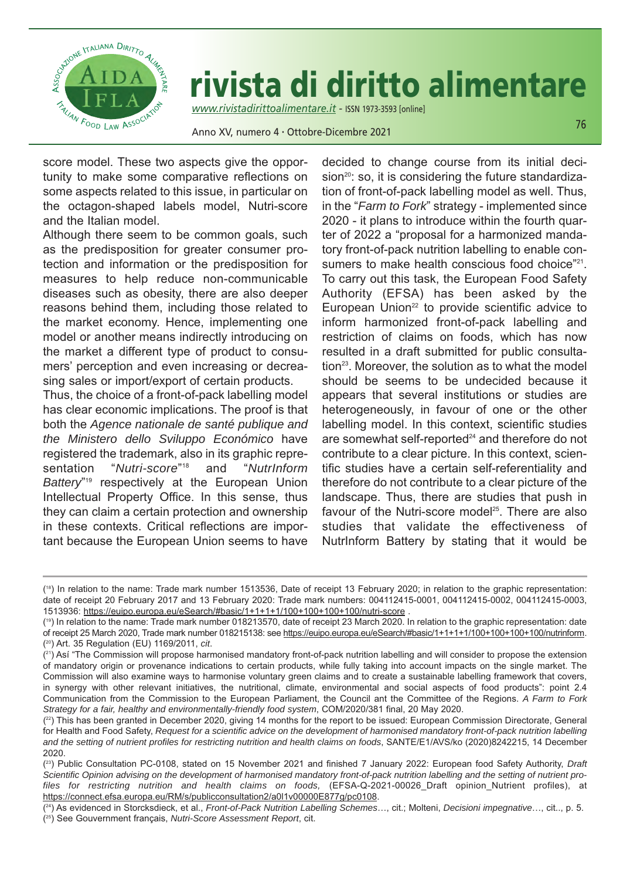score model. These two aspects give the opportunity to make some comparative reflections on some aspects related to this issue, in particular on the octagon-shaped labels model, Nutri-score and the Italian model.

Although there seem to be common goals, such as the predisposition for greater consumer protection and information or the predisposition for measures to help reduce non-communicable diseases such as obesity, there are also deeper reasons behind them, including those related to the market economy. Hence, implementing one model or another means indirectly introducing on the market a different type of product to consumers' perception and even increasing or decreasing sales or import/export of certain products.

Thus, the choice of a front-of-pack labelling model has clear economic implications. The proof is that both the *Agence nationale de santé publique and the Ministero dello Sviluppo Económico* have registered the trademark, also in its graphic representation "*Nutri-score*"[18] and "*NutrInform Battery*"[19] respectively at the European Union Intellectual Property Office. In this sense, thus they can claim a certain protection and ownership in these contexts. Critical reflections are important because the European Union seems to have decided to change course from its initial decision[20]: so, it is considering the future standardization of front-of-pack labelling model as well. Thus, in the "*Farm to Fork*" strategy - implemented since 2020 - it plans to introduce within the fourth quarter of 2022 a "proposal for a harmonized mandatory front-of-pack nutrition labelling to enable consumers to make health conscious food choice"[21]. To carry out this task, the European Food Safety Authority (EFSA) has been asked by the European Union[22] to provide scientific advice to inform harmonized front-of-pack labelling and restriction of claims on foods, which has now resulted in a draft submitted for public consultation[23]. Moreover, the solution as to what the model should be seems to be undecided because it appears that several institutions or studies are heterogeneously, in favour of one or the other labelling model. In this context, scientific studies are somewhat self-reported[24] and therefore do not contribute to a clear picture. In this context, scientific studies have a certain self-referentiality and therefore do not contribute to a clear picture of the landscape. Thus, there are studies that push in favour of the Nutri-score model[25]. There are also studies that validate the effectiveness of NutrInform Battery by stating that it would be

---

([18]) In relation to the name: Trade mark number 1513536, Date of receipt 13 February 2020; in relation to the graphic representation: date of receipt 20 February 2017 and 13 February 2020: Trade mark numbers: 004112415-0001, 004112415-0002, 004112415-0003, 1513936: https://euipo.europa.eu/eSearch/#basic/1+1+1+1/100+100+100+100/nutri-score .

([19]) In relation to the name: Trade mark number 018213570, date of receipt 23 March 2020. In relation to the graphic representation: date of receipt 25 March 2020, Trade mark number 018215138: see https://euipo.europa.eu/eSearch/#basic/1+1+1+1/100+100+100+100/nutrinform.

([20]) Art. 35 Regulation (EU) 1169/2011, *cit*.

([21]) Así "The Commission will propose harmonised mandatory front-of-pack nutrition labelling and will consider to propose the extension of mandatory origin or provenance indications to certain products, while fully taking into account impacts on the single market. The Commission will also examine ways to harmonise voluntary green claims and to create a sustainable labelling framework that covers, in synergy with other relevant initiatives, the nutritional, climate, environmental and social aspects of food products": point 2.4 Communication from the Commission to the European Parliament, the Council ant the Committee of the Regions. *A Farm to Fork Strategy for a fair, healthy and environmentally-friendly food system*, COM/2020/381 final, 20 May 2020.

([22]) This has been granted in December 2020, giving 14 months for the report to be issued: European Commission Directorate, General for Health and Food Safety, *Request for a scientific advice on the development of harmonised mandatory front-of-pack nutrition labelling and the setting of nutrient profiles for restricting nutrition and health claims on foods*, SANTE/E1/AVS/ko (2020)8242215, 14 December 2020.

([23]) Public Consultation PC-0108, stated on 15 November 2021 and finished 7 January 2022: European food Safety Authority, *Draft Scientific Opinion advising on the development of harmonised mandatory front-of-pack nutrition labelling and the setting of nutrient profiles for restricting nutrition and health claims on foods,* (EFSA-Q-2021-00026_Draft opinion_Nutrient profiles), at https://connect.efsa.europa.eu/RM/s/publicconsultation2/a0l1v00000E877g/pc0108.

([24]) As evidenced in Storcksdieck, et al., *Front-of-Pack Nutrition Labelling Schemes*…, cit.; Molteni, *Decisioni impegnative*…, cit.., p. 5.

([25]) See Gouvernement français, *Nutri-Score Assessment Report*, cit.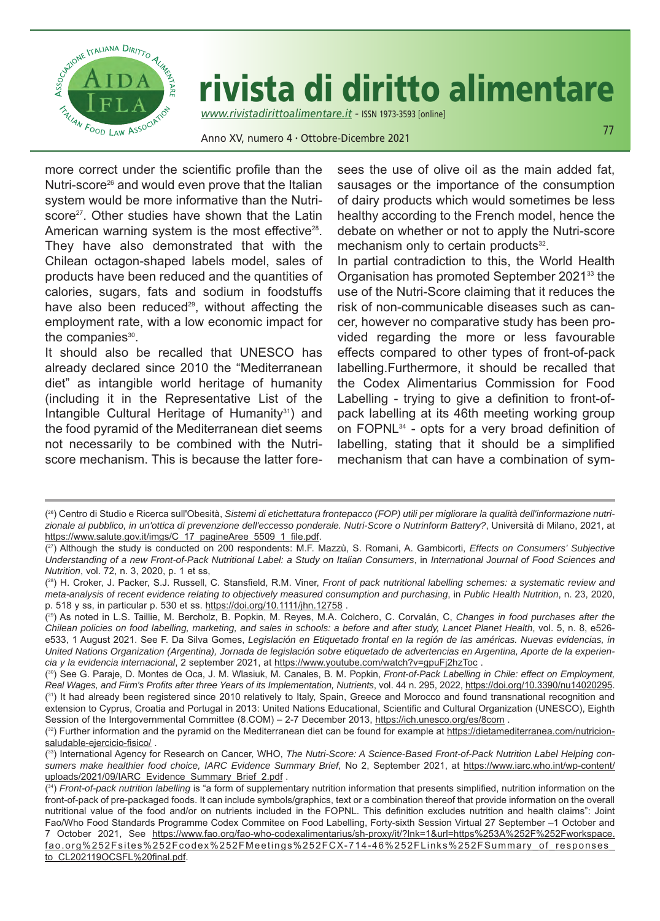more correct under the scientific profile than the Nutri-score[26] and would even prove that the Italian system would be more informative than the Nutri-score[27]. Other studies have shown that the Latin American warning system is the most effective[28]. They have also demonstrated that with the Chilean octagon-shaped labels model, sales of products have been reduced and the quantities of calories, sugars, fats and sodium in foodstuffs have also been reduced[29], without affecting the employment rate, with a low economic impact for the companies[30].

It should also be recalled that UNESCO has already declared since 2010 the "Mediterranean diet" as intangible world heritage of humanity (including it in the Representative List of the Intangible Cultural Heritage of Humanity[31]) and the food pyramid of the Mediterranean diet seems not necessarily to be combined with the Nutri-score mechanism. This is because the latter foresees the use of olive oil as the main added fat, sausages or the importance of the consumption of dairy products which would sometimes be less healthy according to the French model, hence the debate on whether or not to apply the Nutri-score mechanism only to certain products[32].

In partial contradiction to this, the World Health Organisation has promoted September 2021[33] the use of the Nutri-Score claiming that it reduces the risk of non-communicable diseases such as cancer, however no comparative study has been provided regarding the more or less favourable effects compared to other types of front-of-pack labelling.Furthermore, it should be recalled that the Codex Alimentarius Commission for Food Labelling - trying to give a definition to front-of-pack labelling at its 46th meeting working group on FOPNL[34] - opts for a very broad definition of labelling, stating that it should be a simplified mechanism that can have a combination of sym-

---

([26]) Centro di Studio e Ricerca sull'Obesità, *Sistemi di etichettatura frontepacco (FOP) utili per migliorare la qualità dell'informazione nutrizionale al pubblico, in un'ottica di prevenzione dell'eccesso ponderale. Nutri-Score o Nutrinform Battery?*, Università di Milano, 2021, at https://www.salute.gov.it/imgs/C_17_pagineAree_5509_1_file.pdf.

([27]) Although the study is conducted on 200 respondents: M.F. Mazzù, S. Romani, A. Gambicorti, *Effects on Consumers' Subjective Understanding of a new Front-of-Pack Nutritional Label: a Study on Italian Consumers*, in *International Journal of Food Sciences and Nutrition*, vol. 72, n. 3, 2020, p. 1 et ss,

([28]) H. Croker, J. Packer, S.J. Russell, C. Stansfield, R.M. Viner, *Front of pack nutritional labelling schemes: a systematic review and meta-analysis of recent evidence relating to objectively measured consumption and purchasing*, in *Public Health Nutrition*, n. 23, 2020, p. 518 y ss, in particular p. 530 et ss. https://doi.org/10.1111/jhn.12758 .

([29]) As noted in L.S. Taillie, M. Bercholz, B. Popkin, M. Reyes, M.A. Colchero, C. Corvalán, C, *Changes in food purchases after the Chilean policies on food labelling, marketing, and sales in schools: a before and after study, Lancet Planet Health*, vol. 5, n. 8, e526-e533, 1 August 2021. See F. Da Silva Gomes, *Legislación en Etiquetado frontal en la región de las américas. Nuevas evidencias, in United Nations Organization (Argentina), Jornada de legislación sobre etiquetado de advertencias en Argentina, Aporte de la experiencia y la evidencia internacional*, 2 september 2021, at https://www.youtube.com/watch?v=gpuFj2hzToc .

([30]) See G. Paraje, D. Montes de Oca, J. M. Wlasiuk, M. Canales, B. M. Popkin, *Front-of-Pack Labelling in Chile: effect on Employment, Real Wages, and Firm's Profits after three Years of its Implementation, Nutrients*, vol. 44 n. 295, 2022, https://doi.org/10.3390/nu14020295.

([31]) It had already been registered since 2010 relatively to Italy, Spain, Greece and Morocco and found transnational recognition and extension to Cyprus, Croatia and Portugal in 2013: United Nations Educational, Scientific and Cultural Organization (UNESCO), Eighth Session of the Intergovernmental Committee (8.COM) – 2-7 December 2013, https://ich.unesco.org/es/8com .

([32]) Further information and the pyramid on the Mediterranean diet can be found for example at https://dietamediterranea.com/nutricion-saludable-ejercicio-fisico/ .

([33]) International Agency for Research on Cancer, WHO, *The Nutri-Score: A Science-Based Front-of-Pack Nutrition Label Helping consumers make healthier food choice, IARC Evidence Summary Brief,* No 2, September 2021, at https://www.iarc.who.int/wp-content/uploads/2021/09/IARC_Evidence_Summary_Brief_2.pdf .

([34]) *Front-of-pack nutrition labelling* is "a form of supplementary nutrition information that presents simplified, nutrition information on the front-of-pack of pre-packaged foods. It can include symbols/graphics, text or a combination thereof that provide information on the overall nutritional value of the food and/or on nutrients included in the FOPNL. This definition excludes nutrition and health claims": Joint Fao/Who Food Standards Programme Codex Commitee on Food Labelling, Forty-sixth Session Virtual 27 September –1 October and 7 October 2021, See https://www.fao.org/fao-who-codexalimentarius/sh-proxy/it/?lnk=1&url=https%253A%252F%252Fworkspace.fao.org%252Fsites%252Fcodex%252FMeetings%252FCX-714-46%252FLinks%252FSummary_of_responses_to_CL2021190CSFL%20final.pdf.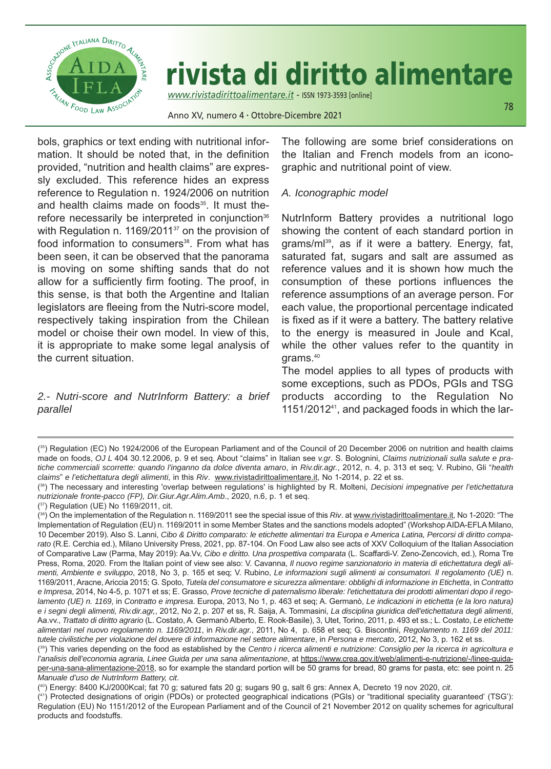bols, graphics or text ending with nutritional information. It should be noted that, in the definition provided, "nutrition and health claims" are expressly excluded. This reference hides an express reference to Regulation n. 1924/2006 on nutrition and health claims made on foods[35]. It must therefore necessarily be interpreted in conjunction[36] with Regulation n. 1169/2011[37] on the provision of food information to consumers[38]. From what has been seen, it can be observed that the panorama is moving on some shifting sands that do not allow for a sufficiently firm footing. The proof, in this sense, is that both the Argentine and Italian legislators are fleeing from the Nutri-score model, respectively taking inspiration from the Chilean model or choise their own model. In view of this, it is appropriate to make some legal analysis of the current situation.

## *2.- Nutri-score and NutrInform Battery: a brief parallel*

The following are some brief considerations on the Italian and French models from an iconographic and nutritional point of view.

### *A. Iconographic model*

NutrInform Battery provides a nutritional logo showing the content of each standard portion in grams/ml[39], as if it were a battery. Energy, fat, saturated fat, sugars and salt are assumed as reference values and it is shown how much the consumption of these portions influences the reference assumptions of an average person. For each value, the proportional percentage indicated is fixed as if it were a battery. The battery relative to the energy is measured in Joule and Kcal, while the other values refer to the quantity in grams.[40]

The model applies to all types of products with some exceptions, such as PDOs, PGIs and TSG products according to the Regulation No 1151/2012[41], and packaged foods in which the lar-

---

([35]) Regulation (EC) No 1924/2006 of the European Parliament and of the Council of 20 December 2006 on nutrition and health claims made on foods, *OJ L* 404 30.12.2006, p. 9 et seq. About "claims" in Italian see *v.gr*. S. Bolognini, *Claims nutrizionali sulla salute e pratiche commerciali scorrette: quando l'inganno da dolce diventa amaro*, in *Riv.dir.agr.*, 2012, n. 4, p. 313 et seq; V. Rubino, Gli "*health claims*" *e l'etichettatura degli alimenti*, in this *Riv*. www.rivistadirittoalimentare.it, No 1-2014, p. 22 et ss.

([36]) The necessary and interesting 'overlap between regulations' is highlighted by R. Molteni, *Decisioni impegnative per l'etichettatura nutrizionale fronte-pacco (FP), Dir.Giur.Agr.Alim.Amb*., 2020, n.6, p. 1 et seq.

([37]) Regulation (UE) No 1169/2011, cit.

([38]) On the implementation of the Regulation n. 1169/2011 see the special issue of this *Riv*. at www.rivistadirittoalimentare.it, No 1-2020: "The Implementation of Regulation (EU) n. 1169/2011 in some Member States and the sanctions models adopted" (Workshop AIDA-EFLA Milano, 10 December 2019). Also S. Lanni, *Cibo & Diritto comparato: le etichette alimentari tra Europa e America Latina, Percorsi di diritto comparato* (R.E. Cerchia ed.), Milano University Press, 2021, pp. 87-104. On Food Law also see acts of XXV Colloquium of the Italian Association of Comparative Law (Parma, May 2019): Aa.Vv, *Cibo e diritto. Una prospettiva comparata* (L. Scaffardi-V. Zeno-Zencovich, ed.), Roma Tre Press, Roma, 2020. From the Italian point of view see also: V. Cavanna, *Il nuovo regime sanzionatorio in materia di etichettatura degli alimenti, Ambiente e sviluppo*, 2018, No 3, p. 165 et seq; V. Rubino, *Le informazioni sugli alimenti ai consumatori. Il regolamento (UE)* n. 1169/2011, Aracne, Ariccia 2015; G. Spoto, *Tutela del consumatore e sicurezza alimentare: obblighi di informazione in Etichetta*, in *Contratto e Impresa*, 2014, No 4-5, p. 1071 et ss; E. Grasso, *Prove tecniche di paternalismo liberale: l'etichettatura dei prodotti alimentari dopo il regolamento (UE) n. 1169*, in *Contratto e impresa*. Europa, 2013, No 1, p. 463 et seq; A. Germanò, *Le indicazioni in etichetta (e la loro natura) e i segni degli alimenti, Riv.dir.agr,*, 2012, No 2, p. 207 et ss, R. Saija, A. Tommasini, *La disciplina giuridica dell'etichettatura degli alimenti*, Aa.vv., *Trattato di diritto agrario* (L. Costato, A. Germanò Alberto, E. Rook-Basile), 3, Utet, Torino, 2011, p. 493 et ss.; L. Costato, *Le etichette alimentari nel nuovo regolamento n. 1169/2011*, in *Riv.dir.agr.*, 2011, No 4, p. 658 et seq; G. Biscontini, *Regolamento n. 1169 del 2011: tutele civilistiche per violazione del dovere di informazione nel settore alimentare*, in *Persona e mercato*, 2012, No 3, p. 162 et ss.

([39]) This varies depending on the food as established by the *Centro i ricerca alimenti e nutrizione: Consiglio per la ricerca in agricoltura e l'analisis dell'economia agraria, Linee Guida per una sana alimentazione*, at https://www.crea.gov.it/web/alimenti-e-nutrizione/-/linee-guida-per-una-sana-alimentazione-2018, so for example the standard portion will be 50 grams for bread, 80 grams for pasta, etc: see point n. 25 *Manuale d'uso de NutrInform Battery, cit*.

([40]) Energy: 8400 KJ/2000Kcal; fat 70 g; satured fats 20 g; sugars 90 g, salt 6 grs: Annex A, Decreto 19 nov 2020, *cit*.

([41]) Protected designations of origin (PDOs) or protected geographical indications (PGIs) or "traditional speciality guaranteed' (TSG'): Regulation (EU) No 1151/2012 of the European Parliament and of the Council of 21 November 2012 on quality schemes for agricultural products and foodstuffs.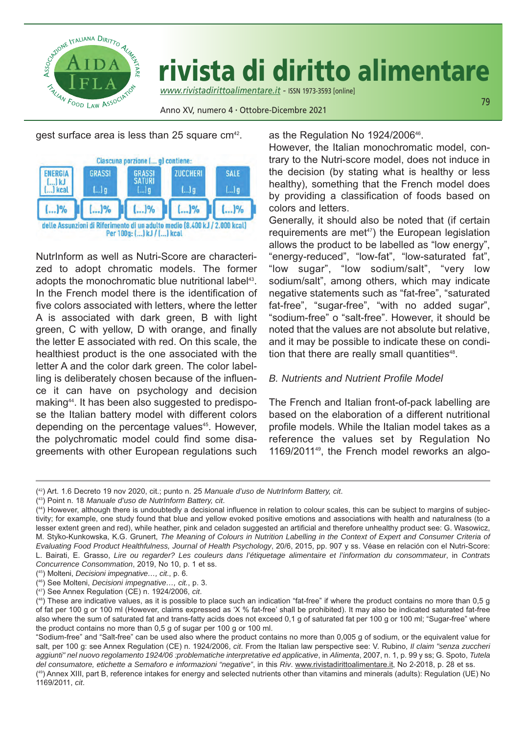gest surface area is less than 25 square cm[42].

Ciascuna porzione (... g) contiene:

ENERGIA (...) kJ (...) kcal

GRASSI (...) g

GRASSI SATURI (...) g

ZUCCHERI (...) g

SALE (...) g

(...)% (...)% (...)% (...)% (...)%

delle Assunzioni di Riferimento di un adulto medio (8.400 kJ / 2.000 kcal)
Per 100g: (...) kJ / (...) kcal

NutrInform as well as Nutri-Score are characterized to adopt chromatic models. The former adopts the monochromatic blue nutritional label[43]. In the French model there is the identification of five colors associated with letters, where the letter A is associated with dark green, B with light green, C with yellow, D with orange, and finally the letter E associated with red. On this scale, the healthiest product is the one associated with the letter A and the color dark green. The color labelling is deliberately chosen because of the influence it can have on psychology and decision making[44]. It has been also suggested to predispose the Italian battery model with different colors depending on the percentage values[45]. However, the polychromatic model could find some disagreements with other European regulations such as the Regulation No 1924/2006[46].

However, the Italian monochromatic model, contrary to the Nutri-score model, does not induce in the decision (by stating what is healthy or less healthy), something that the French model does by providing a classification of foods based on colors and letters.

Generally, it should also be noted that (if certain requirements are met[47]) the European legislation allows the product to be labelled as "low energy", "energy-reduced", "low-fat", "low-saturated fat", "low sugar", "low sodium/salt", "very low sodium/salt", among others, which may indicate negative statements such as "fat-free", "saturated fat-free", "sugar-free", "with no added sugar", "sodium-free" o "salt-free". However, it should be noted that the values are not absolute but relative, and it may be possible to indicate these on condition that there are really small quantities[48].

### *B. Nutrients and Nutrient Profile Model*

The French and Italian front-of-pack labelling are based on the elaboration of a different nutritional profile models. While the Italian model takes as a reference the values set by Regulation No 1169/2011[49], the French model reworks an algo-

---

([42]) Art. 1.6 Decreto 19 nov 2020, cit.; punto n. 25 *Manuale d'uso de NutrInform Battery, cit*.

([43]) Point n. 18 *Manuale d'uso de NutrInform Battery, cit*.

([44]) However, although there is undoubtedly a decisional influence in relation to colour scales, this can be subject to margins of subjectivity; for example, one study found that blue and yellow evoked positive emotions and associations with health and naturalness (to a lesser extent green and red), while heather, pink and celadon suggested an artificial and therefore unhealthy product see: G. Wasowicz, M. Styko-Kunkowska, K.G. Grunert, *The Meaning of Colours in Nutrition Labelling in the Context of Expert and Consumer Criteria of Evaluating Food Product Healthfulness, Journal of Health Psychology*, 20/6, 2015, pp. 907 y ss. Véase en relación con el Nutri-Score: L. Bairati, E. Grasso, *Lire ou regarder? Les couleurs dans l'étiquetage alimentaire et l'information du consommateur*, in *Contrats Concurrence Consommation*, 2019, No 10, p. 1 et ss.

([45]) Molteni, *Decisioni impegnative…, cit*., p. 6.

([46]) See Molteni, *Decisioni impegnative…, cit.*, p. 3.

([47]) See Annex Regulation (CE) n. 1924/2006, *cit*.

([48]) These are indicative values, as it is possible to place such an indication "fat-free" if where the product contains no more than 0,5 g of fat per 100 g or 100 ml (However, claims expressed as 'X % fat-free' shall be prohibited). It may also be indicated saturated fat-free also where the sum of saturated fat and trans-fatty acids does not exceed 0,1 g of saturated fat per 100 g or 100 ml; "Sugar-free" where the product contains no more than 0,5 g of sugar per 100 g or 100 ml.

"Sodium-free" and "Salt-free" can be used also where the product contains no more than 0,005 g of sodium, or the equivalent value for salt, per 100 g: see Annex Regulation (CE) n. 1924/2006, *cit*. From the Italian law perspective see: V. Rubino, *Il claim "senza zuccheri aggiunti" nel nuovo regolamento 1924/06 :problematiche interpretative ed applicative*, in *Alimenta*, 2007, n. 1, p. 99 y ss; G. Spoto, *Tutela del consumatore, etichette a Semaforo e informazioni "negative"*, in this *Riv*. www.rivistadirittoalimentare.it, No 2-2018, p. 28 et ss.

([49]) Annex XIII, part B, reference intakes for energy and selected nutrients other than vitamins and minerals (adults): Regulation (UE) No 1169/2011, *cit*.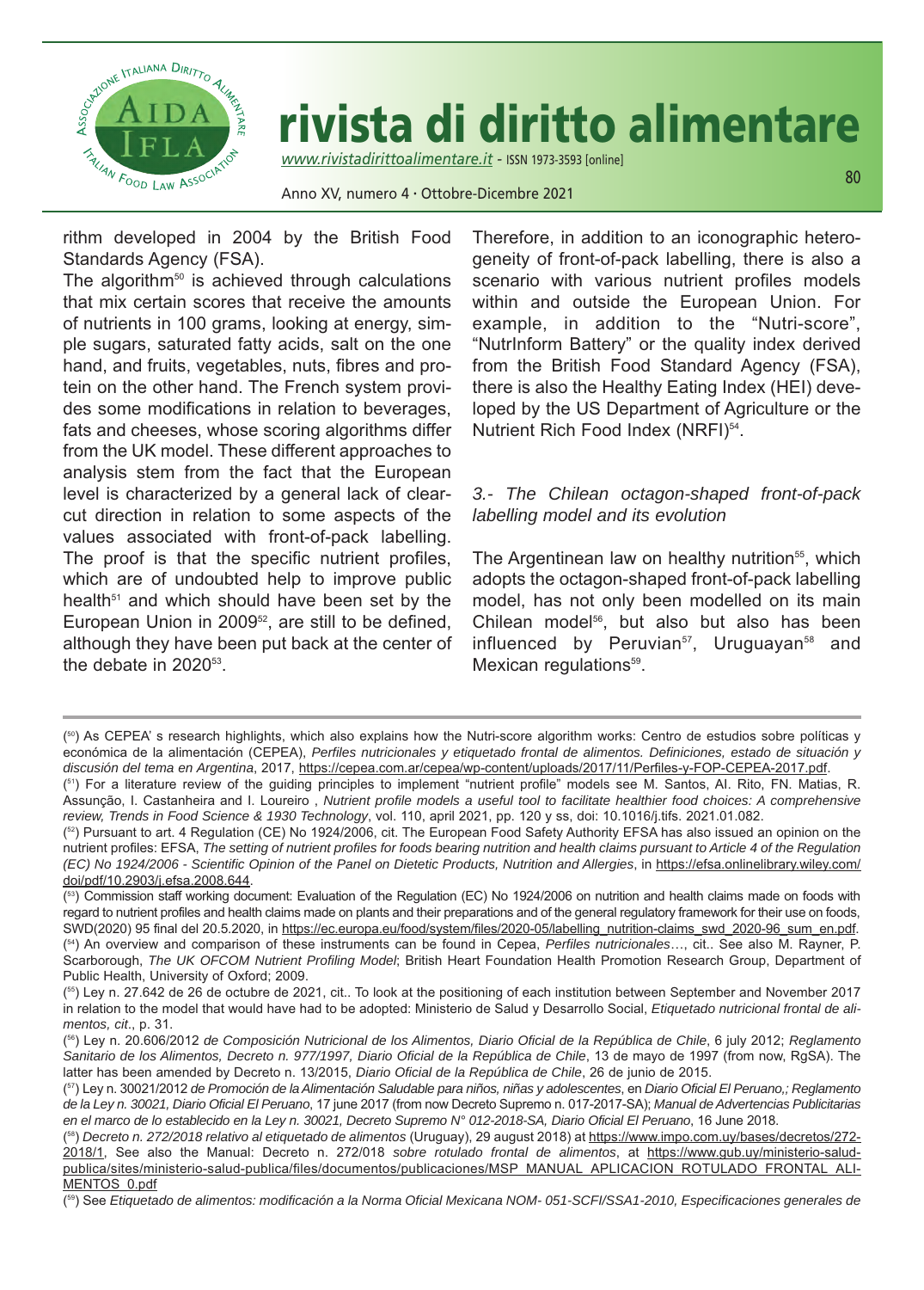rithm developed in 2004 by the British Food Standards Agency (FSA).

The algorithm[50] is achieved through calculations that mix certain scores that receive the amounts of nutrients in 100 grams, looking at energy, simple sugars, saturated fatty acids, salt on the one hand, and fruits, vegetables, nuts, fibres and protein on the other hand. The French system provides some modifications in relation to beverages, fats and cheeses, whose scoring algorithms differ from the UK model. These different approaches to analysis stem from the fact that the European level is characterized by a general lack of clear-cut direction in relation to some aspects of the values associated with front-of-pack labelling. The proof is that the specific nutrient profiles, which are of undoubted help to improve public health[51] and which should have been set by the European Union in 2009[52], are still to be defined, although they have been put back at the center of the debate in 2020[53].

Therefore, in addition to an iconographic heterogeneity of front-of-pack labelling, there is also a scenario with various nutrient profiles models within and outside the European Union. For example, in addition to the "Nutri-score", "NutrInform Battery" or the quality index derived from the British Food Standard Agency (FSA), there is also the Healthy Eating Index (HEI) developed by the US Department of Agriculture or the Nutrient Rich Food Index (NRFI)[54].

### *3.- The Chilean octagon-shaped front-of-pack labelling model and its evolution*

The Argentinean law on healthy nutrition[55], which adopts the octagon-shaped front-of-pack labelling model, has not only been modelled on its main Chilean model[56], but also but also has been influenced by Peruvian[57], Uruguayan[58] and Mexican regulations[59].

---

([50]) As CEPEA' s research highlights, which also explains how the Nutri-score algorithm works: Centro de estudios sobre políticas y económica de la alimentación (CEPEA), *Perfiles nutricionales y etiquetado frontal de alimentos. Definiciones, estado de situación y discusión del tema en Argentina*, 2017, https://cepea.com.ar/cepea/wp-content/uploads/2017/11/Perfiles-y-FOP-CEPEA-2017.pdf.

([51]) For a literature review of the guiding principles to implement "nutrient profile" models see M. Santos, Al. Rito, FN. Matias, R. Assunção, I. Castanheira and I. Loureiro , *Nutrient profile models a useful tool to facilitate healthier food choices: A comprehensive review, Trends in Food Science & 1930 Technology*, vol. 110, april 2021, pp. 120 y ss, doi: 10.1016/j.tifs. 2021.01.082.

([52]) Pursuant to art. 4 Regulation (CE) No 1924/2006, cit. The European Food Safety Authority EFSA has also issued an opinion on the nutrient profiles: EFSA, *The setting of nutrient profiles for foods bearing nutrition and health claims pursuant to Article 4 of the Regulation (EC) No 1924/2006 - Scientific Opinion of the Panel on Dietetic Products, Nutrition and Allergies*, in https://efsa.onlinelibrary.wiley.com/doi/pdf/10.2903/j.efsa.2008.644.

([53]) Commission staff working document: Evaluation of the Regulation (EC) No 1924/2006 on nutrition and health claims made on foods with regard to nutrient profiles and health claims made on plants and their preparations and of the general regulatory framework for their use on foods, SWD(2020) 95 final del 20.5.2020, in https://ec.europa.eu/food/system/files/2020-05/labelling_nutrition-claims_swd_2020-96_sum_en.pdf.

([54]) An overview and comparison of these instruments can be found in Cepea, *Perfiles nutricionales*…, cit.. See also M. Rayner, P. Scarborough, *The UK OFCOM Nutrient Profiling Model*; British Heart Foundation Health Promotion Research Group, Department of Public Health, University of Oxford; 2009.

([55]) Ley n. 27.642 de 26 de octubre de 2021, cit.. To look at the positioning of each institution between September and November 2017 in relation to the model that would have had to be adopted: Ministerio de Salud y Desarrollo Social, *Etiquetado nutricional frontal de alimentos, cit*., p. 31.

([56]) Ley n. 20.606/2012 *de Composición Nutricional de los Alimentos, Diario Oficial de la República de Chile*, 6 july 2012; *Reglamento Sanitario de los Alimentos, Decreto n. 977/1997, Diario Oficial de la República de Chile*, 13 de mayo de 1997 (from now, RgSA). The latter has been amended by Decreto n. 13/2015, *Diario Oficial de la República de Chile*, 26 de junio de 2015.

([57]) Ley n. 30021/2012 *de Promoción de la Alimentación Saludable para niños, niñas y adolescentes*, en *Diario Oficial El Peruano,; Reglamento de la Ley n. 30021, Diario Oficial El Peruano*, 17 june 2017 (from now Decreto Supremo n. 017-2017-SA); *Manual de Advertencias Publicitarias en el marco de lo establecido en la Ley n. 30021, Decreto Supremo N° 012-2018-SA, Diario Oficial El Peruano*, 16 June 2018.

([58]) *Decreto n. 272/2018 relativo al etiquetado de alimentos* (Uruguay), 29 august 2018) at https://www.impo.com.uy/bases/decretos/272-2018/1, See also the Manual: Decreto n. 272/018 *sobre rotulado frontal de alimentos*, at https://www.gub.uy/ministerio-salud-publica/sites/ministerio-salud-publica/files/documentos/publicaciones/MSP_MANUAL_APLICACION_ROTULADO_FRONTAL_ALIMENTOS_0.pdf

([59]) See *Etiquetado de alimentos: modificación a la Norma Oficial Mexicana NOM- 051-SCFI/SSA1-2010, Especificaciones generales de*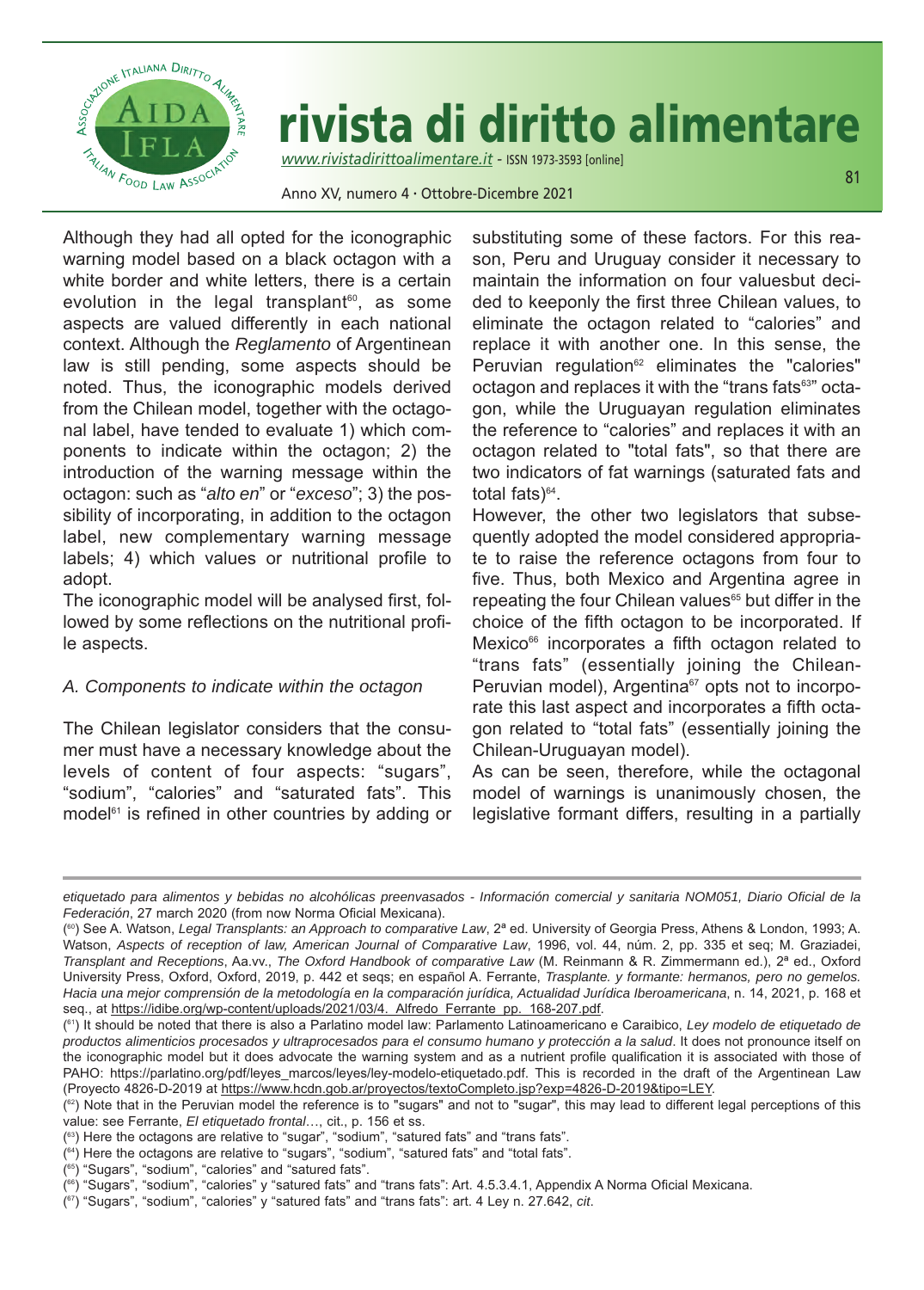Although they had all opted for the iconographic warning model based on a black octagon with a white border and white letters, there is a certain evolution in the legal transplant[60], as some aspects are valued differently in each national context. Although the *Reglamento* of Argentinean law is still pending, some aspects should be noted. Thus, the iconographic models derived from the Chilean model, together with the octagonal label, have tended to evaluate 1) which components to indicate within the octagon; 2) the introduction of the warning message within the octagon: such as "*alto en*" or "*exceso*"; 3) the possibility of incorporating, in addition to the octagon label, new complementary warning message labels; 4) which values or nutritional profile to adopt.

The iconographic model will be analysed first, followed by some reflections on the nutritional profile aspects.

### *A. Components to indicate within the octagon*

The Chilean legislator considers that the consumer must have a necessary knowledge about the levels of content of four aspects: "sugars", "sodium", "calories" and "saturated fats". This model[61] is refined in other countries by adding or substituting some of these factors. For this reason, Peru and Uruguay consider it necessary to maintain the information on four valuesbut decided to keeponly the first three Chilean values, to eliminate the octagon related to "calories" and replace it with another one. In this sense, the Peruvian regulation[62] eliminates the "calories" octagon and replaces it with the "trans fats[63]" octagon, while the Uruguayan regulation eliminates the reference to "calories" and replaces it with an octagon related to "total fats", so that there are two indicators of fat warnings (saturated fats and total fats)[64].

However, the other two legislators that subsequently adopted the model considered appropriate to raise the reference octagons from four to five. Thus, both Mexico and Argentina agree in repeating the four Chilean values[65] but differ in the choice of the fifth octagon to be incorporated. If Mexico[66] incorporates a fifth octagon related to "trans fats" (essentially joining the Chilean-Peruvian model), Argentina[67] opts not to incorporate this last aspect and incorporates a fifth octagon related to "total fats" (essentially joining the Chilean-Uruguayan model).

As can be seen, therefore, while the octagonal model of warnings is unanimously chosen, the legislative formant differs, resulting in a partially

---

*etiquetado para alimentos y bebidas no alcohólicas preenvasados - Información comercial y sanitaria NOM051, Diario Oficial de la Federación*, 27 march 2020 (from now Norma Oficial Mexicana).

(60) See A. Watson, *Legal Transplants: an Approach to comparative Law*, 2ª ed. University of Georgia Press, Athens & London, 1993; A. Watson, *Aspects of reception of law, American Journal of Comparative Law*, 1996, vol. 44, núm. 2, pp. 335 et seq; M. Graziadei, *Transplant and Receptions*, Aa.vv., *The Oxford Handbook of comparative Law* (M. Reinmann & R. Zimmermann ed.), 2ª ed., Oxford University Press, Oxford, Oxford, 2019, p. 442 et seqs; en español A. Ferrante, *Trasplante. y formante: hermanos, pero no gemelos. Hacia una mejor comprensión de la metodología en la comparación jurídica, Actualidad Jurídica Iberoamericana*, n. 14, 2021, p. 168 et seq., at https://idibe.org/wp-content/uploads/2021/03/4.\_Alfredo\_Ferrante\_pp.\_168-207.pdf.

(61) It should be noted that there is also a Parlatino model law: Parlamento Latinoamericano e Caraibico, *Ley modelo de etiquetado de productos alimenticios procesados y ultraprocesados para el consumo humano y protección a la salud*. It does not pronounce itself on the iconographic model but it does advocate the warning system and as a nutrient profile qualification it is associated with those of PAHO: https://parlatino.org/pdf/leyes_marcos/leyes/ley-modelo-etiquetado.pdf. This is recorded in the draft of the Argentinean Law (Proyecto 4826-D-2019 at https://www.hcdn.gob.ar/proyectos/textoCompleto.jsp?exp=4826-D-2019&tipo=LEY.

(62) Note that in the Peruvian model the reference is to "sugars" and not to "sugar", this may lead to different legal perceptions of this value: see Ferrante, *El etiquetado frontal…*, cit., p. 156 et ss.

(63) Here the octagons are relative to "sugar", "sodium", "satured fats" and "trans fats".

(64) Here the octagons are relative to "sugars", "sodium", "satured fats" and "total fats".

(65) "Sugars", "sodium", "calories" and "satured fats".

(66) "Sugars", "sodium", "calories" y "satured fats" and "trans fats": Art. 4.5.3.4.1, Appendix A Norma Oficial Mexicana.

(67) "Sugars", "sodium", "calories" y "satured fats" and "trans fats": art. 4 Ley n. 27.642, *cit*.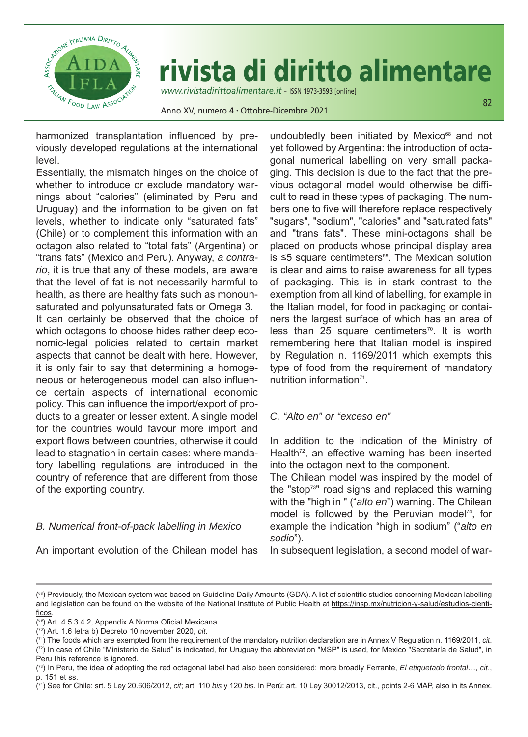harmonized transplantation influenced by previously developed regulations at the international level.

Essentially, the mismatch hinges on the choice of whether to introduce or exclude mandatory warnings about "calories" (eliminated by Peru and Uruguay) and the information to be given on fat levels, whether to indicate only "saturated fats" (Chile) or to complement this information with an octagon also related to "total fats" (Argentina) or "trans fats" (Mexico and Peru). Anyway, *a contrario*, it is true that any of these models, are aware that the level of fat is not necessarily harmful to health, as there are healthy fats such as monounsaturated and polyunsaturated fats or Omega 3.

It can certainly be observed that the choice of which octagons to choose hides rather deep economic-legal policies related to certain market aspects that cannot be dealt with here. However, it is only fair to say that determining a homogeneous or heterogeneous model can also influence certain aspects of international economic policy. This can influence the import/export of products to a greater or lesser extent. A single model for the countries would favour more import and export flows between countries, otherwise it could lead to stagnation in certain cases: where mandatory labelling regulations are introduced in the country of reference that are different from those of the exporting country.

### *B. Numerical front-of-pack labelling in Mexico*

An important evolution of the Chilean model has undoubtedly been initiated by Mexico[68] and not yet followed by Argentina: the introduction of octagonal numerical labelling on very small packaging. This decision is due to the fact that the previous octagonal model would otherwise be difficult to read in these types of packaging. The numbers one to five will therefore replace respectively "sugars", "sodium", "calories" and "saturated fats" and "trans fats". These mini-octagons shall be placed on products whose principal display area is ≤5 square centimeters[69]. The Mexican solution is clear and aims to raise awareness for all types of packaging. This is in stark contrast to the exemption from all kind of labelling, for example in the Italian model, for food in packaging or containers the largest surface of which has an area of less than 25 square centimeters[70]. It is worth remembering here that Italian model is inspired by Regulation n. 1169/2011 which exempts this type of food from the requirement of mandatory nutrition information[71].

### *C. "Alto en" or "exceso en"*

In addition to the indication of the Ministry of Health[72], an effective warning has been inserted into the octagon next to the component.

The Chilean model was inspired by the model of the "stop[73]" road signs and replaced this warning with the "high in " ("*alto en*") warning. The Chilean model is followed by the Peruvian model[74], for example the indication "high in sodium" ("*alto en sodio*").

In subsequent legislation, a second model of war-

---

(68) Previously, the Mexican system was based on Guideline Daily Amounts (GDA). A list of scientific studies concerning Mexican labelling and legislation can be found on the website of the National Institute of Public Health at https://insp.mx/nutricion-y-salud/estudios-cientificos.

(69) Art. 4.5.3.4.2, Appendix A Norma Oficial Mexicana.

(70) Art. 1.6 letra b) Decreto 10 november 2020, *cit*.

(71) The foods which are exempted from the requirement of the mandatory nutrition declaration are in Annex V Regulation n. 1169/2011, *cit*.

(72) In case of Chile "Ministerio de Salud" is indicated, for Uruguay the abbreviation "MSP" is used, for Mexico "Secretaría de Salud", in Peru this reference is ignored.

(73) In Peru, the idea of adopting the red octagonal label had also been considered: more broadly Ferrante, *El etiquetado frontal*…, *cit*., p. 151 et ss.

(74) See for Chile: srt. 5 Ley 20.606/2012, *cit*; art. 110 *bis* y 120 *bis*. In Perú: art. 10 Ley 30012/2013, cit., points 2-6 MAP, also in its Annex.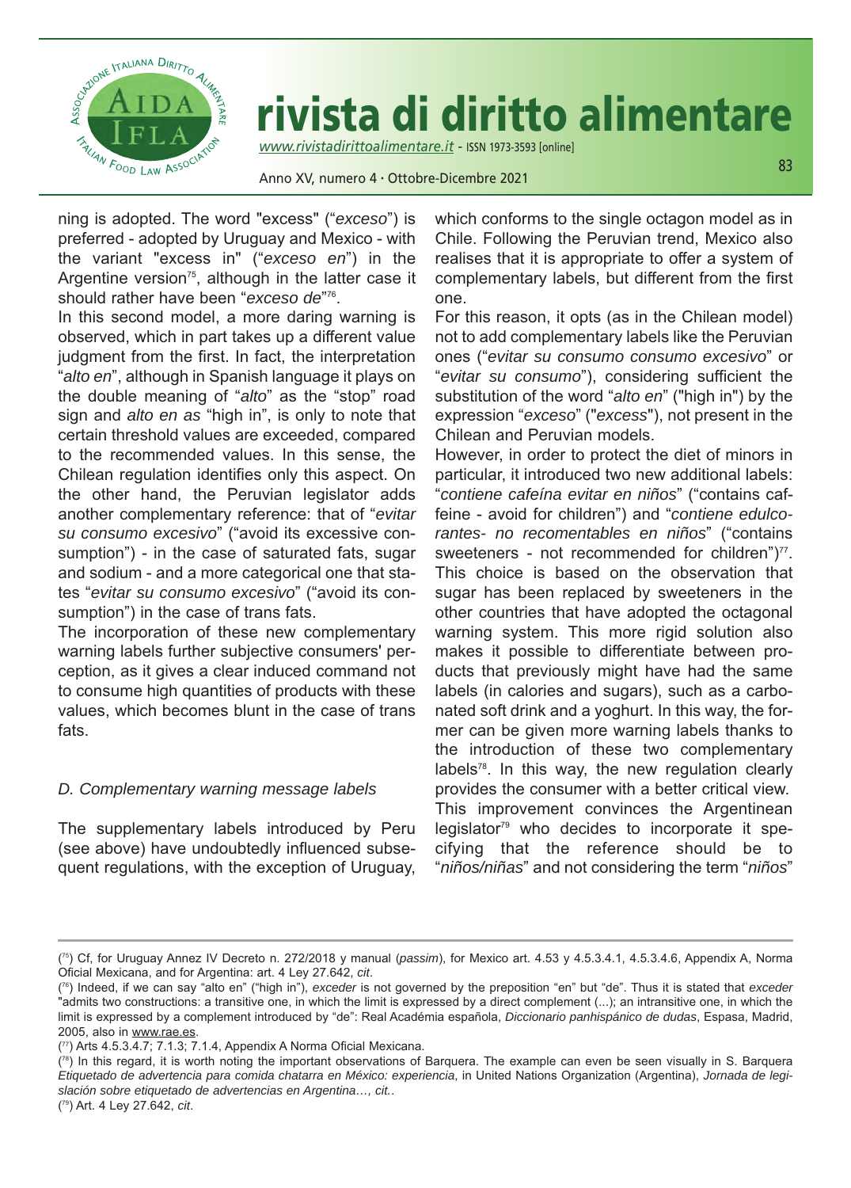ning is adopted. The word "excess" ("*exceso*") is preferred - adopted by Uruguay and Mexico - with the variant "excess in" ("*exceso en*") in the Argentine version[75], although in the latter case it should rather have been "*exceso de*"[76].

In this second model, a more daring warning is observed, which in part takes up a different value judgment from the first. In fact, the interpretation "*alto en*", although in Spanish language it plays on the double meaning of "*alto*" as the "stop" road sign and *alto en as* "high in", is only to note that certain threshold values are exceeded, compared to the recommended values. In this sense, the Chilean regulation identifies only this aspect. On the other hand, the Peruvian legislator adds another complementary reference: that of "*evitar su consumo excesivo*" ("avoid its excessive consumption") - in the case of saturated fats, sugar and sodium - and a more categorical one that states "*evitar su consumo excesivo*" ("avoid its consumption") in the case of trans fats.

The incorporation of these new complementary warning labels further subjective consumers' perception, as it gives a clear induced command not to consume high quantities of products with these values, which becomes blunt in the case of trans fats.

### *D. Complementary warning message labels*

The supplementary labels introduced by Peru (see above) have undoubtedly influenced subsequent regulations, with the exception of Uruguay, which conforms to the single octagon model as in Chile. Following the Peruvian trend, Mexico also realises that it is appropriate to offer a system of complementary labels, but different from the first one.

For this reason, it opts (as in the Chilean model) not to add complementary labels like the Peruvian ones ("*evitar su consumo consumo excesivo*" or "*evitar su consumo*"), considering sufficient the substitution of the word "*alto en*" ("high in") by the expression "*exceso*" ("*excess*"), not present in the Chilean and Peruvian models.

However, in order to protect the diet of minors in particular, it introduced two new additional labels: "*contiene cafeína evitar en niños*" ("contains caffeine - avoid for children") and "*contiene edulcorantes- no recomentables en niños*" ("contains sweeteners - not recommended for children")[77]. This choice is based on the observation that sugar has been replaced by sweeteners in the other countries that have adopted the octagonal warning system. This more rigid solution also makes it possible to differentiate between products that previously might have had the same labels (in calories and sugars), such as a carbonated soft drink and a yoghurt. In this way, the former can be given more warning labels thanks to the introduction of these two complementary labels[78]. In this way, the new regulation clearly provides the consumer with a better critical view.

This improvement convinces the Argentinean legislator[79] who decides to incorporate it specifying that the reference should be to "*niños/niñas*" and not considering the term "*niños*"

---

([75]) Cf, for Uruguay Annez IV Decreto n. 272/2018 y manual (*passim*), for Mexico art. 4.53 y 4.5.3.4.1, 4.5.3.4.6, Appendix A, Norma Oficial Mexicana, and for Argentina: art. 4 Ley 27.642, *cit*.

([76]) Indeed, if we can say "alto en" ("high in"), *exceder* is not governed by the preposition "en" but "de". Thus it is stated that *exceder* "admits two constructions: a transitive one, in which the limit is expressed by a direct complement (...); an intransitive one, in which the limit is expressed by a complement introduced by "de": Real Académia española, *Diccionario panhispánico de dudas*, Espasa, Madrid, 2005, also in www.rae.es.

([77]) Arts 4.5.3.4.7; 7.1.3; 7.1.4, Appendix A Norma Oficial Mexicana.

([78]) In this regard, it is worth noting the important observations of Barquera. The example can even be seen visually in S. Barquera *Etiquetado de advertencia para comida chatarra en México: experiencia*, in United Nations Organization (Argentina), *Jornada de legislación sobre etiquetado de advertencias en Argentina…, cit.*.

([79]) Art. 4 Ley 27.642, *cit*.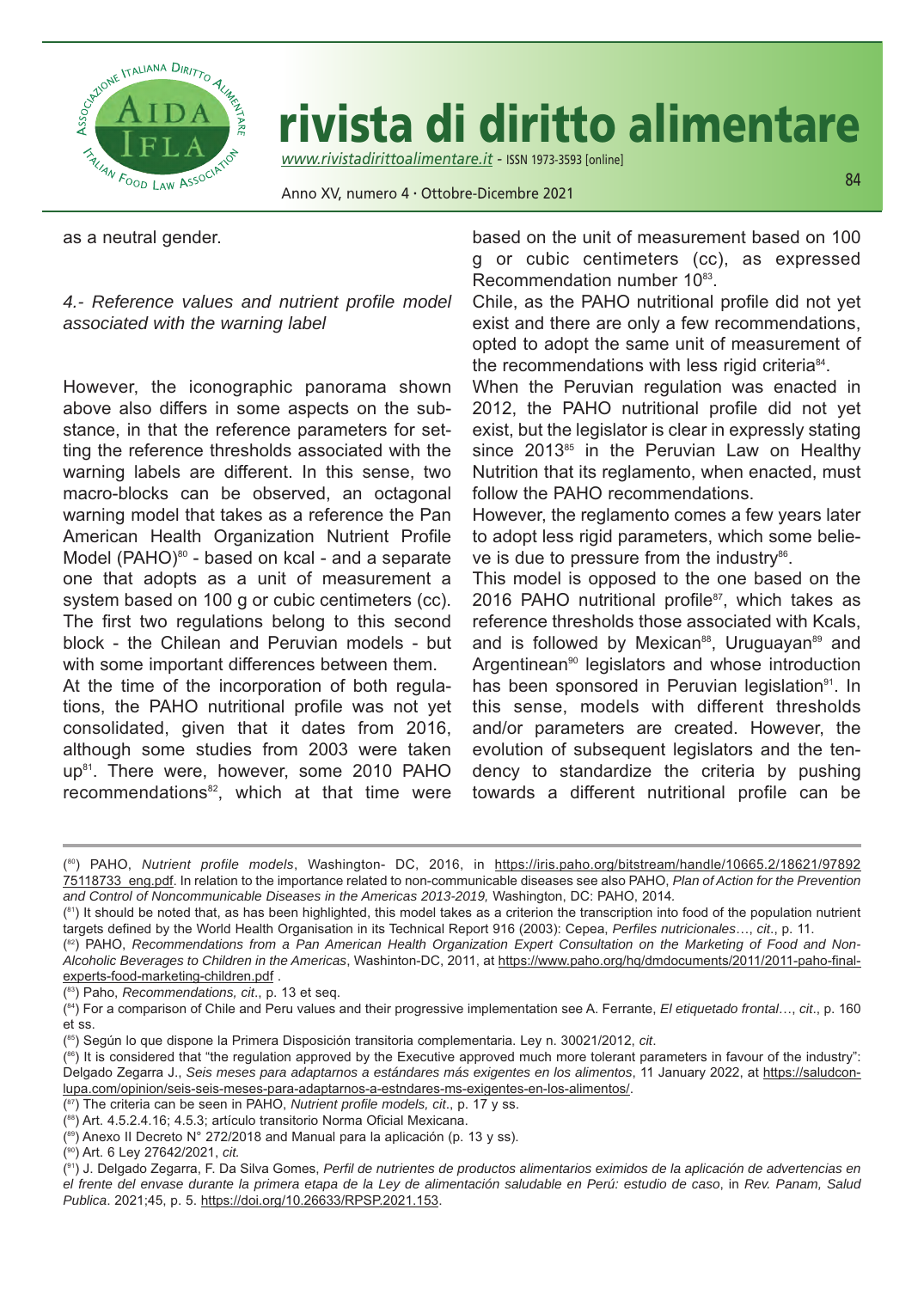as a neutral gender.

*4.- Reference values and nutrient profile model associated with the warning label*

However, the iconographic panorama shown above also differs in some aspects on the substance, in that the reference parameters for setting the reference thresholds associated with the warning labels are different. In this sense, two macro-blocks can be observed, an octagonal warning model that takes as a reference the Pan American Health Organization Nutrient Profile Model (PAHO)[80] - based on kcal - and a separate one that adopts as a unit of measurement a system based on 100 g or cubic centimeters (cc). The first two regulations belong to this second block - the Chilean and Peruvian models - but with some important differences between them.

At the time of the incorporation of both regulations, the PAHO nutritional profile was not yet consolidated, given that it dates from 2016, although some studies from 2003 were taken up[81]. There were, however, some 2010 PAHO recommendations[82], which at that time were based on the unit of measurement based on 100 g or cubic centimeters (cc), as expressed Recommendation number 10[83].

Chile, as the PAHO nutritional profile did not yet exist and there are only a few recommendations, opted to adopt the same unit of measurement of the recommendations with less rigid criteria[84].

When the Peruvian regulation was enacted in 2012, the PAHO nutritional profile did not yet exist, but the legislator is clear in expressly stating since 2013[85] in the Peruvian Law on Healthy Nutrition that its reglamento, when enacted, must follow the PAHO recommendations.

However, the reglamento comes a few years later to adopt less rigid parameters, which some believe is due to pressure from the industry[86].

This model is opposed to the one based on the 2016 PAHO nutritional profile[87], which takes as reference thresholds those associated with Kcals, and is followed by Mexican[88], Uruguayan[89] and Argentinean[90] legislators and whose introduction has been sponsored in Peruvian legislation[91]. In this sense, models with different thresholds and/or parameters are created. However, the evolution of subsequent legislators and the tendency to standardize the criteria by pushing towards a different nutritional profile can be

---

([80]) PAHO, *Nutrient profile models*, Washington- DC, 2016, in https://iris.paho.org/bitstream/handle/10665.2/18621/9789275118733_eng.pdf. In relation to the importance related to non-communicable diseases see also PAHO, *Plan of Action for the Prevention and Control of Noncommunicable Diseases in the Americas 2013-2019,* Washington, DC: PAHO, 2014.

([81]) It should be noted that, as has been highlighted, this model takes as a criterion the transcription into food of the population nutrient targets defined by the World Health Organisation in its Technical Report 916 (2003): Cepea, *Perfiles nutricionales…*, *cit*., p. 11.

([82]) PAHO, *Recommendations from a Pan American Health Organization Expert Consultation on the Marketing of Food and Non-Alcoholic Beverages to Children in the Americas*, Washinton-DC, 2011, at https://www.paho.org/hq/dmdocuments/2011/2011-paho-final-experts-food-marketing-children.pdf .

([83]) Paho, *Recommendations, cit*., p. 13 et seq.

([84]) For a comparison of Chile and Peru values and their progressive implementation see A. Ferrante, *El etiquetado frontal*…, *cit*., p. 160 et ss.

([85]) Según lo que dispone la Primera Disposición transitoria complementaria. Ley n. 30021/2012, *cit*.

([86]) It is considered that "the regulation approved by the Executive approved much more tolerant parameters in favour of the industry": Delgado Zegarra J., *Seis meses para adaptarnos a estándares más exigentes en los alimentos*, 11 January 2022, at https://saludconlupa.com/opinion/seis-seis-meses-para-adaptarnos-a-estndares-ms-exigentes-en-los-alimentos/.

([87]) The criteria can be seen in PAHO, *Nutrient profile models, cit*., p. 17 y ss.

([88]) Art. 4.5.2.4.16; 4.5.3; artículo transitorio Norma Oficial Mexicana.

([89]) Anexo II Decreto N° 272/2018 and Manual para la aplicación (p. 13 y ss).

([90]) Art. 6 Ley 27642/2021, *cit.*

([91]) J. Delgado Zegarra, F. Da Silva Gomes, *Perfil de nutrientes de productos alimentarios eximidos de la aplicación de advertencias en el frente del envase durante la primera etapa de la Ley de alimentación saludable en Perú: estudio de caso*, in *Rev. Panam, Salud Publica*. 2021;45, p. 5. https://doi.org/10.26633/RPSP.2021.153.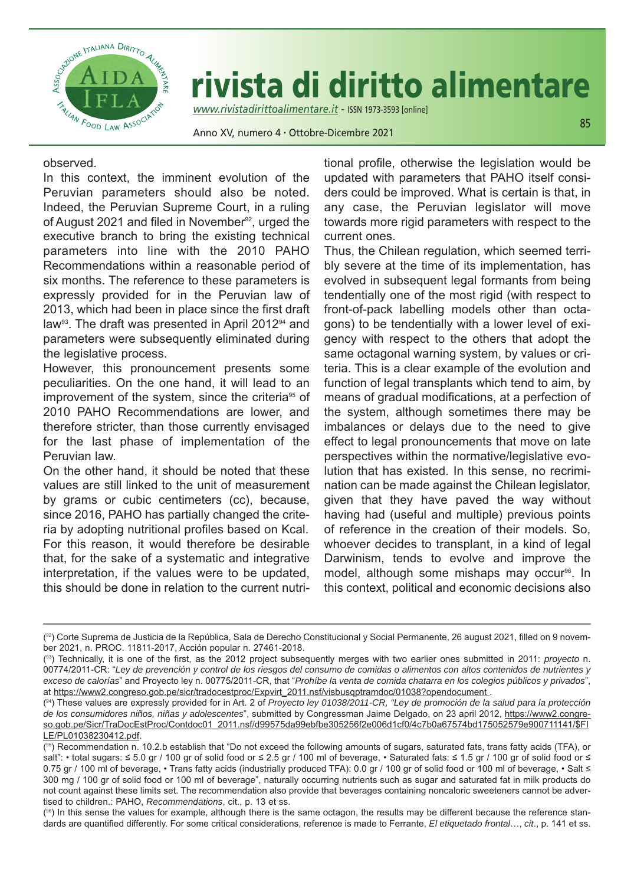observed.

In this context, the imminent evolution of the Peruvian parameters should also be noted. Indeed, the Peruvian Supreme Court, in a ruling of August 2021 and filed in November[92], urged the executive branch to bring the existing technical parameters into line with the 2010 PAHO Recommendations within a reasonable period of six months. The reference to these parameters is expressly provided for in the Peruvian law of 2013, which had been in place since the first draft law[93]. The draft was presented in April 2012[94] and parameters were subsequently eliminated during the legislative process.

However, this pronouncement presents some peculiarities. On the one hand, it will lead to an improvement of the system, since the criteria[95] of 2010 PAHO Recommendations are lower, and therefore stricter, than those currently envisaged for the last phase of implementation of the Peruvian law.

On the other hand, it should be noted that these values are still linked to the unit of measurement by grams or cubic centimeters (cc), because, since 2016, PAHO has partially changed the criteria by adopting nutritional profiles based on Kcal. For this reason, it would therefore be desirable that, for the sake of a systematic and integrative interpretation, if the values were to be updated, this should be done in relation to the current nutritional profile, otherwise the legislation would be updated with parameters that PAHO itself considers could be improved. What is certain is that, in any case, the Peruvian legislator will move towards more rigid parameters with respect to the current ones.

Thus, the Chilean regulation, which seemed terribly severe at the time of its implementation, has evolved in subsequent legal formants from being tendentially one of the most rigid (with respect to front-of-pack labelling models other than octagons) to be tendentially with a lower level of exigency with respect to the others that adopt the same octagonal warning system, by values or criteria. This is a clear example of the evolution and function of legal transplants which tend to aim, by means of gradual modifications, at a perfection of the system, although sometimes there may be imbalances or delays due to the need to give effect to legal pronouncements that move on late perspectives within the normative/legislative evolution that has existed. In this sense, no recrimination can be made against the Chilean legislator, given that they have paved the way without having had (useful and multiple) previous points of reference in the creation of their models. So, whoever decides to transplant, in a kind of legal Darwinism, tends to evolve and improve the model, although some mishaps may occur[96]. In this context, political and economic decisions also

---

([92]) Corte Suprema de Justicia de la República, Sala de Derecho Constitucional y Social Permanente, 26 august 2021, filled on 9 november 2021, n. PROC. 11811-2017, Acción popular n. 27461-2018.

([93]) Technically, it is one of the first, as the 2012 project subsequently merges with two earlier ones submitted in 2011: *proyecto* n. 00774/2011-CR: "*Ley de prevención y control de los riesgos del consumo de comidas o alimentos con altos contenidos de nutrientes y exceso de calorías*" and Proyecto ley n. 00775/2011-CR, that "*Prohíbe la venta de comida chatarra en los colegios públicos y privados*", at https://www2.congreso.gob.pe/sicr/tradocestproc/Expvirt_2011.nsf/visbusqptramdoc/01038?opendocument .

([94]) These values are expressly provided for in Art. 2 of *Proyecto ley 01038/2011-CR, "Ley de promoción de la salud para la protección de los consumidores niños, niñas y adolescentes*", submitted by Congressman Jaime Delgado, on 23 april 2012, https://www2.congreso.gob.pe/Sicr/TraDocEstProc/Contdoc01_2011.nsf/d99575da99ebfbe305256f2e006d1cf0/4c7b0a67574bd175052579e900711141/$FILE/PL01038230412.pdf.

([95]) Recommendation n. 10.2.b establish that "Do not exceed the following amounts of sugars, saturated fats, trans fatty acids (TFA), or salt": • total sugars: ≤ 5.0 gr / 100 gr of solid food or ≤ 2.5 gr / 100 ml of beverage, • Saturated fats: ≤ 1.5 gr / 100 gr of solid food or ≤ 0.75 gr / 100 ml of beverage, • Trans fatty acids (industrially produced TFA): 0.0 gr / 100 gr of solid food or 100 ml of beverage, • Salt ≤ 300 mg / 100 gr of solid food or 100 ml of beverage", naturally occurring nutrients such as sugar and saturated fat in milk products do not count against these limits set. The recommendation also provide that beverages containing noncaloric sweeteners cannot be advertised to children.: PAHO, *Recommendations*, cit., p. 13 et ss.

([96]) In this sense the values for example, although there is the same octagon, the results may be different because the reference standards are quantified differently. For some critical considerations, reference is made to Ferrante, *El etiquetado frontal…*, *cit*., p. 141 et ss.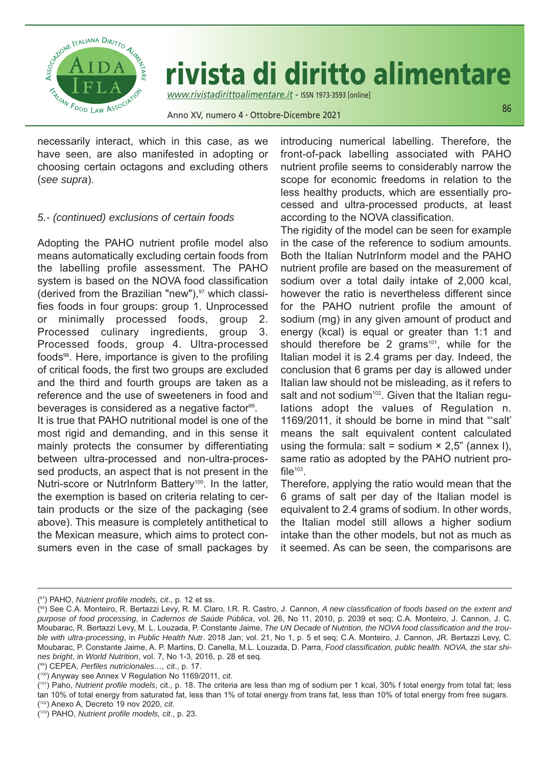necessarily interact, which in this case, as we have seen, are also manifested in adopting or choosing certain octagons and excluding others (*see supra*).

### *5.- (continued) exclusions of certain foods*

Adopting the PAHO nutrient profile model also means automatically excluding certain foods from the labelling profile assessment. The PAHO system is based on the NOVA food classification (derived from the Brazilian "new"),[97] which classifies foods in four groups: group 1. Unprocessed or minimally processed foods, group 2. Processed culinary ingredients, group 3. Processed foods, group 4. Ultra-processed foods[98]. Here, importance is given to the profiling of critical foods, the first two groups are excluded and the third and fourth groups are taken as a reference and the use of sweeteners in food and beverages is considered as a negative factor[99].

It is true that PAHO nutritional model is one of the most rigid and demanding, and in this sense it mainly protects the consumer by differentiating between ultra-processed and non-ultra-processed products, an aspect that is not present in the Nutri-score or NutrInform Battery[100]. In the latter, the exemption is based on criteria relating to certain products or the size of the packaging (see above). This measure is completely antithetical to the Mexican measure, which aims to protect consumers even in the case of small packages by introducing numerical labelling. Therefore, the front-of-pack labelling associated with PAHO nutrient profile seems to considerably narrow the scope for economic freedoms in relation to the less healthy products, which are essentially processed and ultra-processed products, at least according to the NOVA classification.

The rigidity of the model can be seen for example in the case of the reference to sodium amounts. Both the Italian NutrInform model and the PAHO nutrient profile are based on the measurement of sodium over a total daily intake of 2,000 kcal, however the ratio is nevertheless different since for the PAHO nutrient profile the amount of sodium (mg) in any given amount of product and energy (kcal) is equal or greater than 1:1 and should therefore be 2 grams[101], while for the Italian model it is 2.4 grams per day. Indeed, the conclusion that 6 grams per day is allowed under Italian law should not be misleading, as it refers to salt and not sodium[102]. Given that the Italian regulations adopt the values of Regulation n. 1169/2011, it should be borne in mind that "'salt' means the salt equivalent content calculated using the formula: salt = sodium × 2,5" (annex I), same ratio as adopted by the PAHO nutrient profile[103].

Therefore, applying the ratio would mean that the 6 grams of salt per day of the Italian model is equivalent to 2.4 grams of sodium. In other words, the Italian model still allows a higher sodium intake than the other models, but not as much as it seemed. As can be seen, the comparisons are

---

([97]) PAHO, *Nutrient profile models, cit*., p. 12 et ss.

([98]) See C.A. Monteiro, R. Bertazzi Levy, R. M. Claro, I.R. R. Castro, J. Cannon, *A new classification of foods based on the extent and purpose of food processing*, in *Cadernos de Saúde Pública*, vol. 26, No 11, 2010, p. 2039 et seq; C.A. Monteiro, J. Cannon, J. C. Moubarac, R. Bertazzi Levy, M. L. Louzada, P. Constante Jaime, *The UN Decade of Nutrition, the NOVA food classification and the trouble with ultra-processing*, in *Public Health Nutr*. 2018 Jan; vol. 21, No 1, p. 5 et seq; C.A. Monteiro, J. Cannon, JR. Bertazzi Levy, C. Moubarac, P. Constante Jaime, A. P. Martins, D. Canella, M.L. Louzada, D. Parra, *Food classification, public health. NOVA, the star shines bright*, in *World Nutrition*, vol. 7, No 1-3, 2016, p. 28 et seq.

([99]) CEPEA, *Perfiles nutricionales…, cit*., p. 17.

([100]) Anyway see Annex V Regulation No 1169/2011, *cit*.

([101]) Paho, *Nutrient profile models*, cit., p. 18. The criteria are less than mg of sodium per 1 kcal, 30% f total energy from total fat; less tan 10% of total energy from saturated fat, less than 1% of total energy from trans fat, less than 10% of total energy from free sugars.

([102]) Anexo A, Decreto 19 nov 2020, *cit*.

([103]) PAHO, *Nutrient profile models, cit*., p. 23.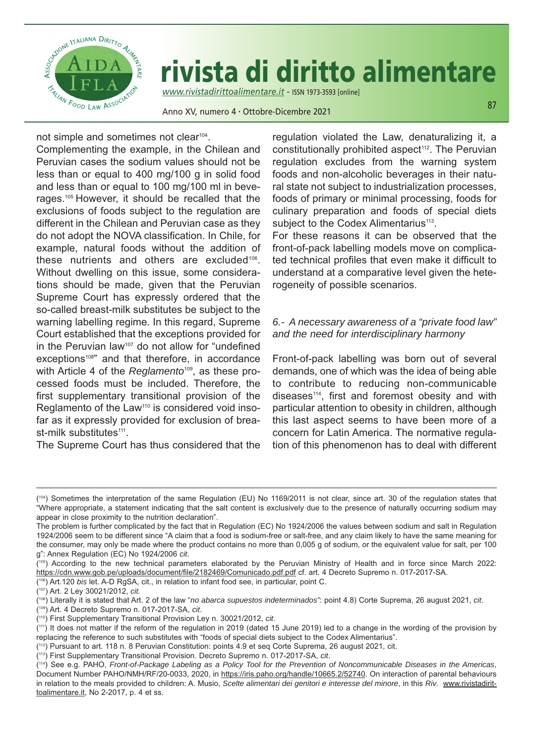not simple and sometimes not clear[104].

Complementing the example, in the Chilean and Peruvian cases the sodium values should not be less than or equal to 400 mg/100 g in solid food and less than or equal to 100 mg/100 ml in beverages.[105] However, it should be recalled that the exclusions of foods subject to the regulation are different in the Chilean and Peruvian case as they do not adopt the NOVA classification. In Chile, for example, natural foods without the addition of these nutrients and others are excluded[106]. Without dwelling on this issue, some considerations should be made, given that the Peruvian Supreme Court has expressly ordered that the so-called breast-milk substitutes be subject to the warning labelling regime. In this regard, Supreme Court established that the exceptions provided for in the Peruvian law[107] do not allow for "undefined exceptions[108]" and that therefore, in accordance with Article 4 of the *Reglamento*[109], as these processed foods must be included. Therefore, the first supplementary transitional provision of the Reglamento of the Law[110] is considered void insofar as it expressly provided for exclusion of breast-milk substitutes[111].

The Supreme Court has thus considered that the regulation violated the Law, denaturalizing it, a constitutionally prohibited aspect[112]. The Peruvian regulation excludes from the warning system foods and non-alcoholic beverages in their natural state not subject to industrialization processes, foods of primary or minimal processing, foods for culinary preparation and foods of special diets subject to the Codex Alimentarius[113].

For these reasons it can be observed that the front-of-pack labelling models move on complicated technical profiles that even make it difficult to understand at a comparative level given the heterogeneity of possible scenarios.

## *6.- A necessary awareness of a "private food law" and the need for interdisciplinary harmony*

Front-of-pack labelling was born out of several demands, one of which was the idea of being able to contribute to reducing non-communicable diseases[114], first and foremost obesity and with particular attention to obesity in children, although this last aspect seems to have been more of a concern for Latin America. The normative regulation of this phenomenon has to deal with different

---

(104) Sometimes the interpretation of the same Regulation (EU) No 1169/2011 is not clear, since art. 30 of the regulation states that "Where appropriate, a statement indicating that the salt content is exclusively due to the presence of naturally occurring sodium may appear in close proximity to the nutrition declaration".
The problem is further complicated by the fact that in Regulation (EC) No 1924/2006 the values between sodium and salt in Regulation 1924/2006 seem to be different since "A claim that a food is sodium-free or salt-free, and any claim likely to have the same meaning for the consumer, may only be made where the product contains no more than 0,005 g of sodium, or the equivalent value for salt, per 100 g": Annex Regulation (EC) No 1924/2006 *cit*.

(105) According to the new technical parameters elaborated by the Peruvian Ministry of Health and in force since March 2022: https://cdn.www.gob.pe/uploads/document/file/2182469/Comunicado.pdf.pdf cf. art. 4 Decreto Supremo n. 017-2017-SA.

(106) Art.120 *bis* let. A-D RgSA, cit., in relation to infant food see, in particular, point C.

(107) Art. 2 Ley 30021/2012, *cit.*

(108) Literally it is stated that Art. 2 of the law "*no abarca supuestos indeterminados"*: point 4.8) Corte Suprema, 26 august 2021, *cit*.

(109) Art. 4 Decreto Supremo n. 017-2017-SA, *cit*.

(110) First Supplementary Transitional Provision Ley n. 30021/2012, *cit*.

(111) It does not matter if the reform of the regulation in 2019 (dated 15 June 2019) led to a change in the wording of the provision by replacing the reference to such substitutes with "foods of special diets subject to the Codex Alimentarius".

(112) Pursuant to art. 118 n. 8 Peruvian Constitution: points 4.9 et seq Corte Suprema, 26 august 2021, cit.

(113) First Supplementary Transitional Provision. Decreto Supremo n. 017-2017-SA, *cit*.

(114) See e.g. PAHO, *Front-of-Package Labeling as a Policy Tool for the Prevention of Noncommunicable Diseases in the Americas*, Document Number PAHO/NMH/RF/20-0033, 2020, in https://iris.paho.org/handle/10665.2/52740. On interaction of parental behaviours in relation to the meals provided to children: A. Musio, *Scelte alimentari dei genitori e interesse del minore*, in this *Riv*. www.rivistadirittoalimentare.it, No 2-2017, p. 4 et ss.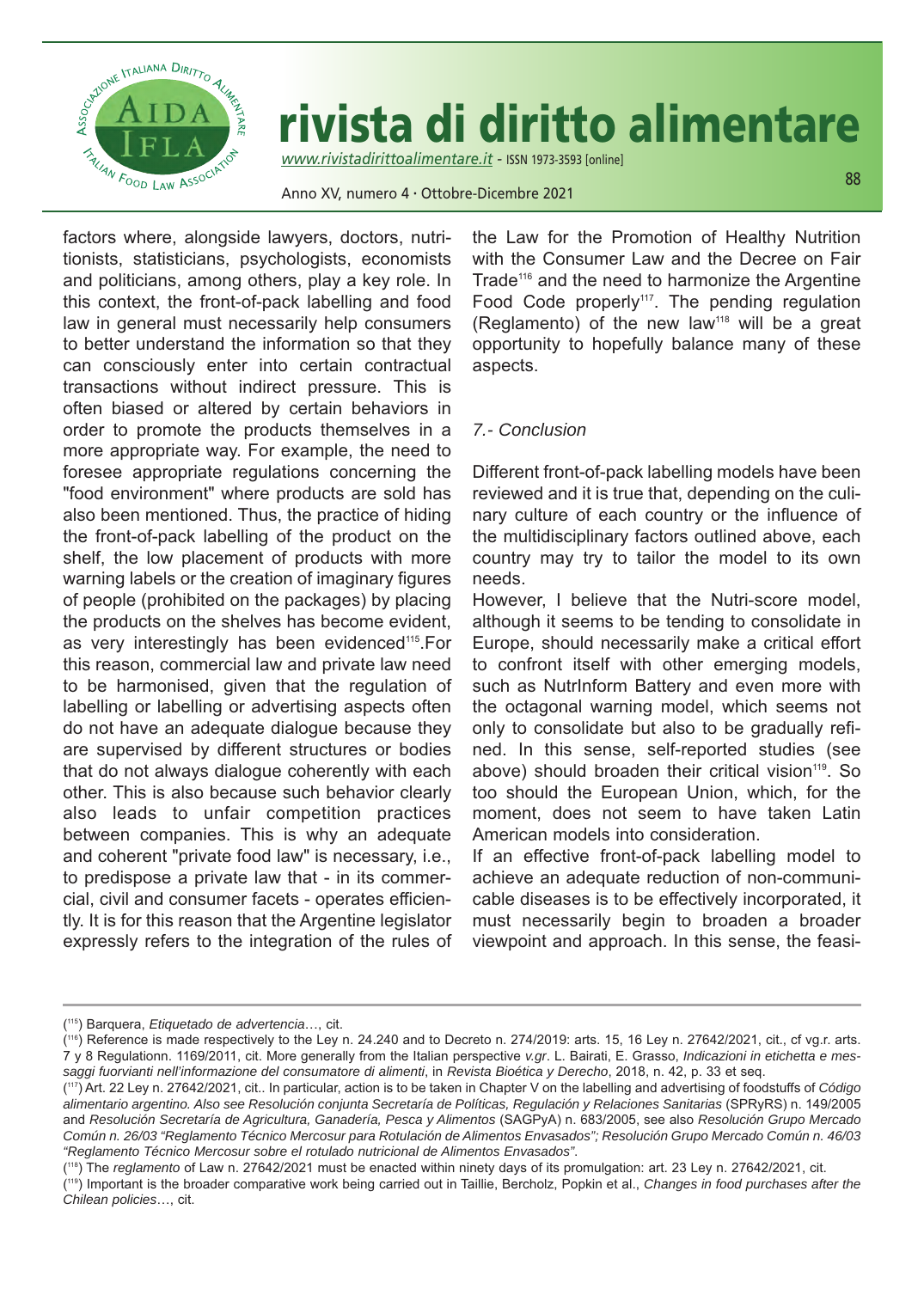factors where, alongside lawyers, doctors, nutritionists, statisticians, psychologists, economists and politicians, among others, play a key role. In this context, the front-of-pack labelling and food law in general must necessarily help consumers to better understand the information so that they can consciously enter into certain contractual transactions without indirect pressure. This is often biased or altered by certain behaviors in order to promote the products themselves in a more appropriate way. For example, the need to foresee appropriate regulations concerning the "food environment" where products are sold has also been mentioned. Thus, the practice of hiding the front-of-pack labelling of the product on the shelf, the low placement of products with more warning labels or the creation of imaginary figures of people (prohibited on the packages) by placing the products on the shelves has become evident, as very interestingly has been evidenced[115].For this reason, commercial law and private law need to be harmonised, given that the regulation of labelling or labelling or advertising aspects often do not have an adequate dialogue because they are supervised by different structures or bodies that do not always dialogue coherently with each other. This is also because such behavior clearly also leads to unfair competition practices between companies. This is why an adequate and coherent "private food law" is necessary, i.e., to predispose a private law that - in its commercial, civil and consumer facets - operates efficiently. It is for this reason that the Argentine legislator expressly refers to the integration of the rules of the Law for the Promotion of Healthy Nutrition with the Consumer Law and the Decree on Fair Trade[116] and the need to harmonize the Argentine Food Code properly[117]. The pending regulation (Reglamento) of the new law[118] will be a great opportunity to hopefully balance many of these aspects.

## *7.- Conclusion*

Different front-of-pack labelling models have been reviewed and it is true that, depending on the culinary culture of each country or the influence of the multidisciplinary factors outlined above, each country may try to tailor the model to its own needs.

However, I believe that the Nutri-score model, although it seems to be tending to consolidate in Europe, should necessarily make a critical effort to confront itself with other emerging models, such as NutrInform Battery and even more with the octagonal warning model, which seems not only to consolidate but also to be gradually refined. In this sense, self-reported studies (see above) should broaden their critical vision[119]. So too should the European Union, which, for the moment, does not seem to have taken Latin American models into consideration.

If an effective front-of-pack labelling model to achieve an adequate reduction of non-communicable diseases is to be effectively incorporated, it must necessarily begin to broaden a broader viewpoint and approach. In this sense, the feasi-

---

([115]) Barquera, *Etiquetado de advertencia*…, cit.

([116]) Reference is made respectively to the Ley n. 24.240 and to Decreto n. 274/2019: arts. 15, 16 Ley n. 27642/2021, cit., cf vg.r. arts. 7 y 8 Regulationn. 1169/2011, cit. More generally from the Italian perspective *v.gr*. L. Bairati, E. Grasso, *Indicazioni in etichetta e messaggi fuorvianti nell'informazione del consumatore di alimenti*, in *Revista Bioética y Derecho*, 2018, n. 42, p. 33 et seq.

([117]) Art. 22 Ley n. 27642/2021, cit.. In particular, action is to be taken in Chapter V on the labelling and advertising of foodstuffs of *Código alimentario argentino. Also see Resolución conjunta Secretaría de Políticas, Regulación y Relaciones Sanitarias* (SPRyRS) n. 149/2005 and *Resolución Secretaría de Agricultura, Ganadería, Pesca y Alimentos* (SAGPyA) n. 683/2005, see also *Resolución Grupo Mercado Común n. 26/03 "Reglamento Técnico Mercosur para Rotulación de Alimentos Envasados"; Resolución Grupo Mercado Común n. 46/03 "Reglamento Técnico Mercosur sobre el rotulado nutricional de Alimentos Envasados"*.

([118]) The *reglamento* of Law n. 27642/2021 must be enacted within ninety days of its promulgation: art. 23 Ley n. 27642/2021, cit.

([119]) Important is the broader comparative work being carried out in Taillie, Bercholz, Popkin et al., *Changes in food purchases after the Chilean policies*…, cit.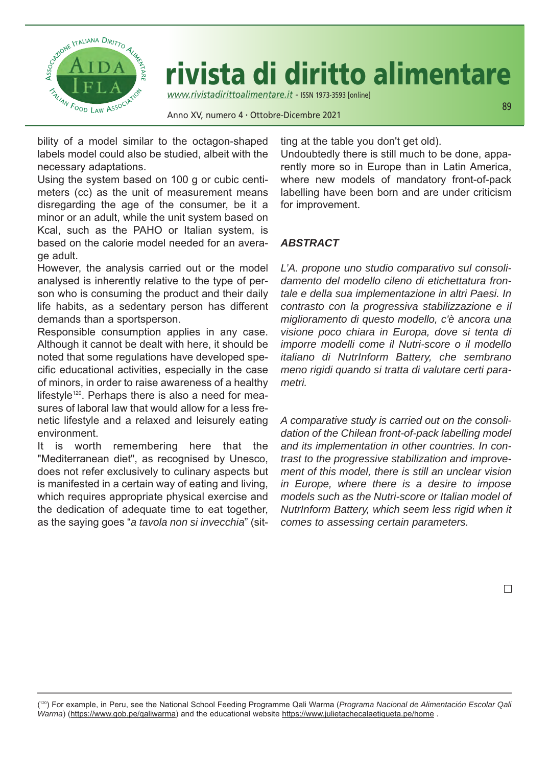bility of a model similar to the octagon-shaped labels model could also be studied, albeit with the necessary adaptations.

Using the system based on 100 g or cubic centimeters (cc) as the unit of measurement means disregarding the age of the consumer, be it a minor or an adult, while the unit system based on Kcal, such as the PAHO or Italian system, is based on the calorie model needed for an average adult.

However, the analysis carried out or the model analysed is inherently relative to the type of person who is consuming the product and their daily life habits, as a sedentary person has different demands than a sportsperson.

Responsible consumption applies in any case. Although it cannot be dealt with here, it should be noted that some regulations have developed specific educational activities, especially in the case of minors, in order to raise awareness of a healthy lifestyle[120]. Perhaps there is also a need for measures of laboral law that would allow for a less frenetic lifestyle and a relaxed and leisurely eating environment.

It is worth remembering here that the "Mediterranean diet", as recognised by Unesco, does not refer exclusively to culinary aspects but is manifested in a certain way of eating and living, which requires appropriate physical exercise and the dedication of adequate time to eat together, as the saying goes "*a tavola non si invecchia*" (sitting at the table you don't get old).

Undoubtedly there is still much to be done, apparently more so in Europe than in Latin America, where new models of mandatory front-of-pack labelling have been born and are under criticism for improvement.

### *ABSTRACT*

*L'A. propone uno studio comparativo sul consolidamento del modello cileno di etichettatura frontale e della sua implementazione in altri Paesi. In contrasto con la progressiva stabilizzazione e il miglioramento di questo modello, c'è ancora una visione poco chiara in Europa, dove si tenta di imporre modelli come il Nutri-score o il modello italiano di NutrInform Battery, che sembrano meno rigidi quando si tratta di valutare certi parametri.*

*A comparative study is carried out on the consolidation of the Chilean front-of-pack labelling model and its implementation in other countries. In contrast to the progressive stabilization and improvement of this model, there is still an unclear vision in Europe, where there is a desire to impose models such as the Nutri-score or Italian model of NutrInform Battery, which seem less rigid when it comes to assessing certain parameters.*

□

---

(120) For example, in Peru, see the National School Feeding Programme Qali Warma (*Programa Nacional de Alimentación Escolar Qali Warma*) (https://www.gob.pe/qaliwarma) and the educational website https://www.julietachecalaetiqueta.pe/home .